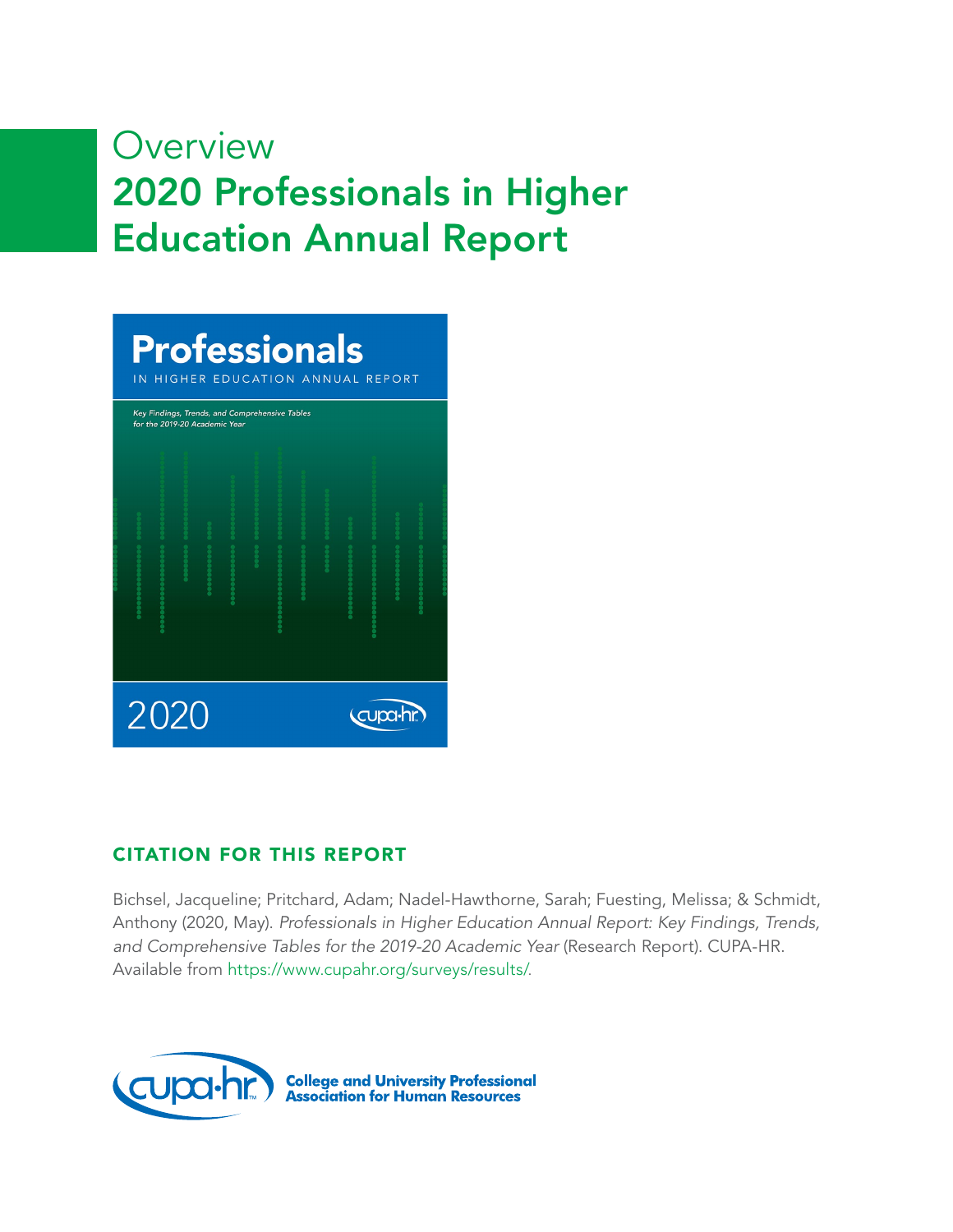# Overview
# 2020 Professionals in Higher Education Annual Report

**Professionals**

IN HIGHER EDUCATION ANNUAL REPORT

*Key Findings, Trends, and Comprehensive Tables for the 2019-20 Academic Year*

2020

cupa-hr

## CITATION FOR THIS REPORT

Bichsel, Jacqueline; Pritchard, Adam; Nadel-Hawthorne, Sarah; Fuesting, Melissa; & Schmidt, Anthony (2020, May). *Professionals in Higher Education Annual Report: Key Findings, Trends, and Comprehensive Tables for the 2019-20 Academic Year* (Research Report). CUPA-HR. Available from https://www.cupahr.org/surveys/results/.

cupa-hr™ **College and University Professional Association for Human Resources**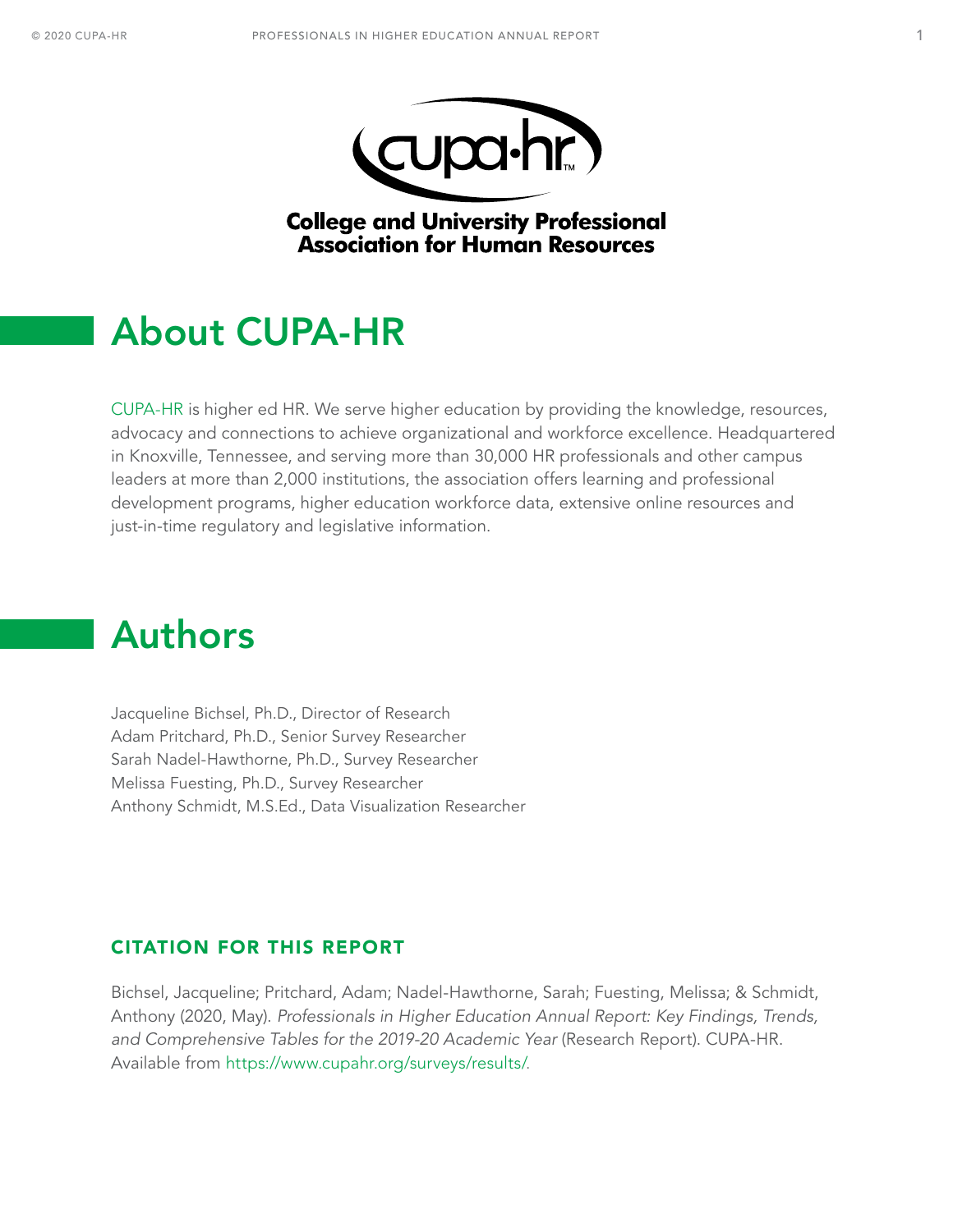College and University Professional Association for Human Resources

## About CUPA-HR

CUPA-HR is higher ed HR. We serve higher education by providing the knowledge, resources, advocacy and connections to achieve organizational and workforce excellence. Headquartered in Knoxville, Tennessee, and serving more than 30,000 HR professionals and other campus leaders at more than 2,000 institutions, the association offers learning and professional development programs, higher education workforce data, extensive online resources and just-in-time regulatory and legislative information.

## Authors

Jacqueline Bichsel, Ph.D., Director of Research
Adam Pritchard, Ph.D., Senior Survey Researcher
Sarah Nadel-Hawthorne, Ph.D., Survey Researcher
Melissa Fuesting, Ph.D., Survey Researcher
Anthony Schmidt, M.S.Ed., Data Visualization Researcher

### CITATION FOR THIS REPORT

Bichsel, Jacqueline; Pritchard, Adam; Nadel-Hawthorne, Sarah; Fuesting, Melissa; & Schmidt, Anthony (2020, May). *Professionals in Higher Education Annual Report: Key Findings, Trends, and Comprehensive Tables for the 2019-20 Academic Year* (Research Report). CUPA-HR. Available from https://www.cupahr.org/surveys/results/.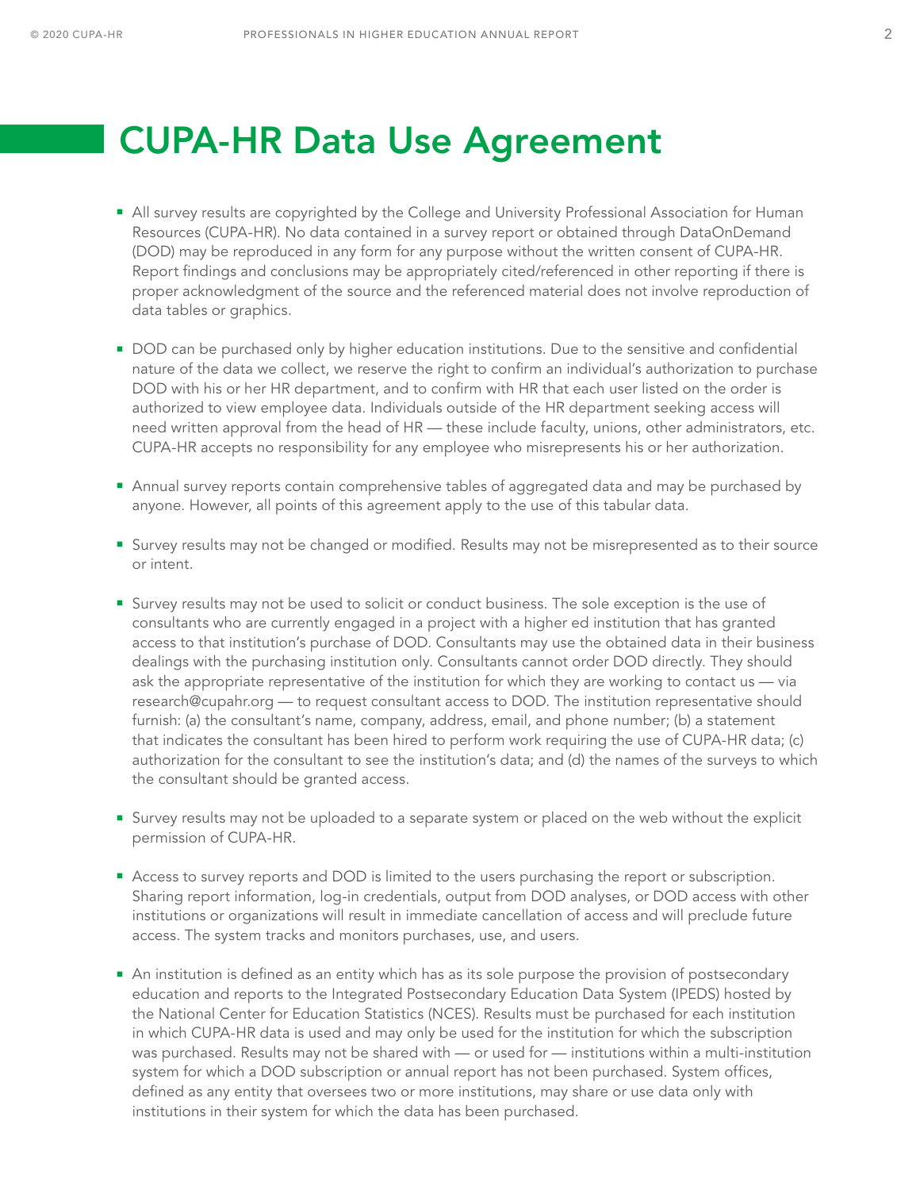# CUPA-HR Data Use Agreement

- All survey results are copyrighted by the College and University Professional Association for Human Resources (CUPA-HR). No data contained in a survey report or obtained through DataOnDemand (DOD) may be reproduced in any form for any purpose without the written consent of CUPA-HR. Report findings and conclusions may be appropriately cited/referenced in other reporting if there is proper acknowledgment of the source and the referenced material does not involve reproduction of data tables or graphics.

- DOD can be purchased only by higher education institutions. Due to the sensitive and confidential nature of the data we collect, we reserve the right to confirm an individual's authorization to purchase DOD with his or her HR department, and to confirm with HR that each user listed on the order is authorized to view employee data. Individuals outside of the HR department seeking access will need written approval from the head of HR — these include faculty, unions, other administrators, etc. CUPA-HR accepts no responsibility for any employee who misrepresents his or her authorization.

- Annual survey reports contain comprehensive tables of aggregated data and may be purchased by anyone. However, all points of this agreement apply to the use of this tabular data.

- Survey results may not be changed or modified. Results may not be misrepresented as to their source or intent.

- Survey results may not be used to solicit or conduct business. The sole exception is the use of consultants who are currently engaged in a project with a higher ed institution that has granted access to that institution's purchase of DOD. Consultants may use the obtained data in their business dealings with the purchasing institution only. Consultants cannot order DOD directly. They should ask the appropriate representative of the institution for which they are working to contact us — via research@cupahr.org — to request consultant access to DOD. The institution representative should furnish: (a) the consultant's name, company, address, email, and phone number; (b) a statement that indicates the consultant has been hired to perform work requiring the use of CUPA-HR data; (c) authorization for the consultant to see the institution's data; and (d) the names of the surveys to which the consultant should be granted access.

- Survey results may not be uploaded to a separate system or placed on the web without the explicit permission of CUPA-HR.

- Access to survey reports and DOD is limited to the users purchasing the report or subscription. Sharing report information, log-in credentials, output from DOD analyses, or DOD access with other institutions or organizations will result in immediate cancellation of access and will preclude future access. The system tracks and monitors purchases, use, and users.

- An institution is defined as an entity which has as its sole purpose the provision of postsecondary education and reports to the Integrated Postsecondary Education Data System (IPEDS) hosted by the National Center for Education Statistics (NCES). Results must be purchased for each institution in which CUPA-HR data is used and may only be used for the institution for which the subscription was purchased. Results may not be shared with — or used for — institutions within a multi-institution system for which a DOD subscription or annual report has not been purchased. System offices, defined as any entity that oversees two or more institutions, may share or use data only with institutions in their system for which the data has been purchased.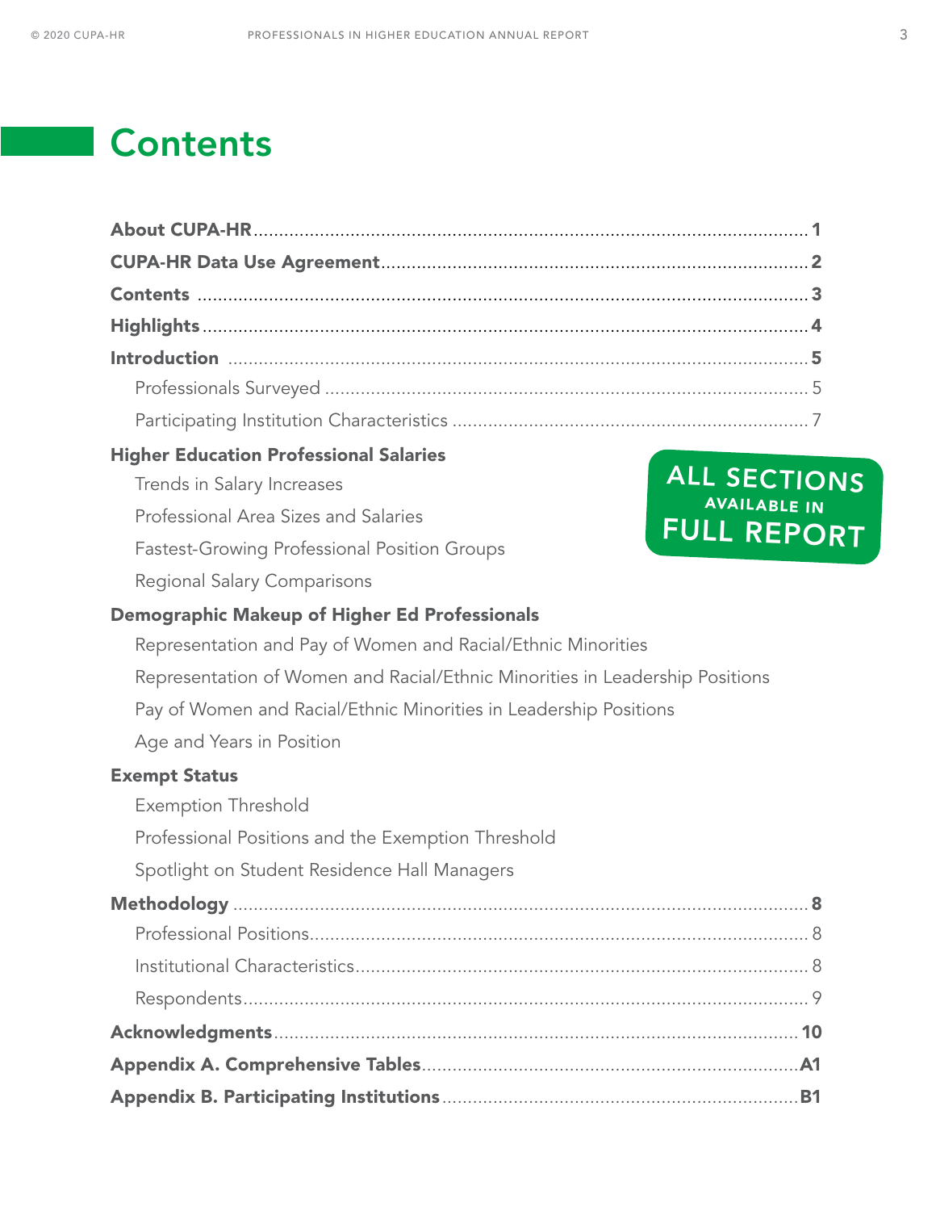# Contents

**About CUPA-HR** .......... **1**
**CUPA-HR Data Use Agreement** .......... **2**
**Contents** .......... **3**
**Highlights** .......... **4**
**Introduction** .......... **5**
- Professionals Surveyed .......... 5
- Participating Institution Characteristics .......... 7

**Higher Education Professional Salaries**
- Trends in Salary Increases
- Professional Area Sizes and Salaries
- Fastest-Growing Professional Position Groups
- Regional Salary Comparisons

ALL SECTIONS AVAILABLE IN FULL REPORT

**Demographic Makeup of Higher Ed Professionals**
- Representation and Pay of Women and Racial/Ethnic Minorities
- Representation of Women and Racial/Ethnic Minorities in Leadership Positions
- Pay of Women and Racial/Ethnic Minorities in Leadership Positions
- Age and Years in Position

**Exempt Status**
- Exemption Threshold
- Professional Positions and the Exemption Threshold
- Spotlight on Student Residence Hall Managers

**Methodology** .......... **8**
- Professional Positions .......... 8
- Institutional Characteristics .......... 8
- Respondents .......... 9

**Acknowledgments** .......... **10**
**Appendix A. Comprehensive Tables** .......... **A1**
**Appendix B. Participating Institutions** .......... **B1**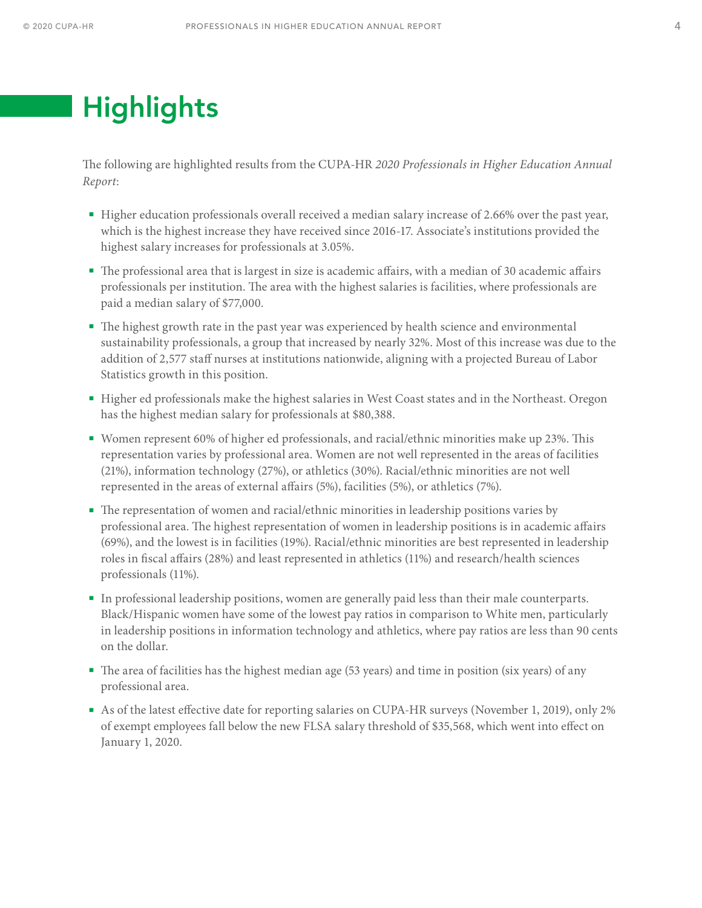# Highlights

The following are highlighted results from the CUPA-HR *2020 Professionals in Higher Education Annual Report*:

- Higher education professionals overall received a median salary increase of 2.66% over the past year, which is the highest increase they have received since 2016-17. Associate's institutions provided the highest salary increases for professionals at 3.05%.
- The professional area that is largest in size is academic affairs, with a median of 30 academic affairs professionals per institution. The area with the highest salaries is facilities, where professionals are paid a median salary of $77,000.
- The highest growth rate in the past year was experienced by health science and environmental sustainability professionals, a group that increased by nearly 32%. Most of this increase was due to the addition of 2,577 staff nurses at institutions nationwide, aligning with a projected Bureau of Labor Statistics growth in this position.
- Higher ed professionals make the highest salaries in West Coast states and in the Northeast. Oregon has the highest median salary for professionals at $80,388.
- Women represent 60% of higher ed professionals, and racial/ethnic minorities make up 23%. This representation varies by professional area. Women are not well represented in the areas of facilities (21%), information technology (27%), or athletics (30%). Racial/ethnic minorities are not well represented in the areas of external affairs (5%), facilities (5%), or athletics (7%).
- The representation of women and racial/ethnic minorities in leadership positions varies by professional area. The highest representation of women in leadership positions is in academic affairs (69%), and the lowest is in facilities (19%). Racial/ethnic minorities are best represented in leadership roles in fiscal affairs (28%) and least represented in athletics (11%) and research/health sciences professionals (11%).
- In professional leadership positions, women are generally paid less than their male counterparts. Black/Hispanic women have some of the lowest pay ratios in comparison to White men, particularly in leadership positions in information technology and athletics, where pay ratios are less than 90 cents on the dollar.
- The area of facilities has the highest median age (53 years) and time in position (six years) of any professional area.
- As of the latest effective date for reporting salaries on CUPA-HR surveys (November 1, 2019), only 2% of exempt employees fall below the new FLSA salary threshold of $35,568, which went into effect on January 1, 2020.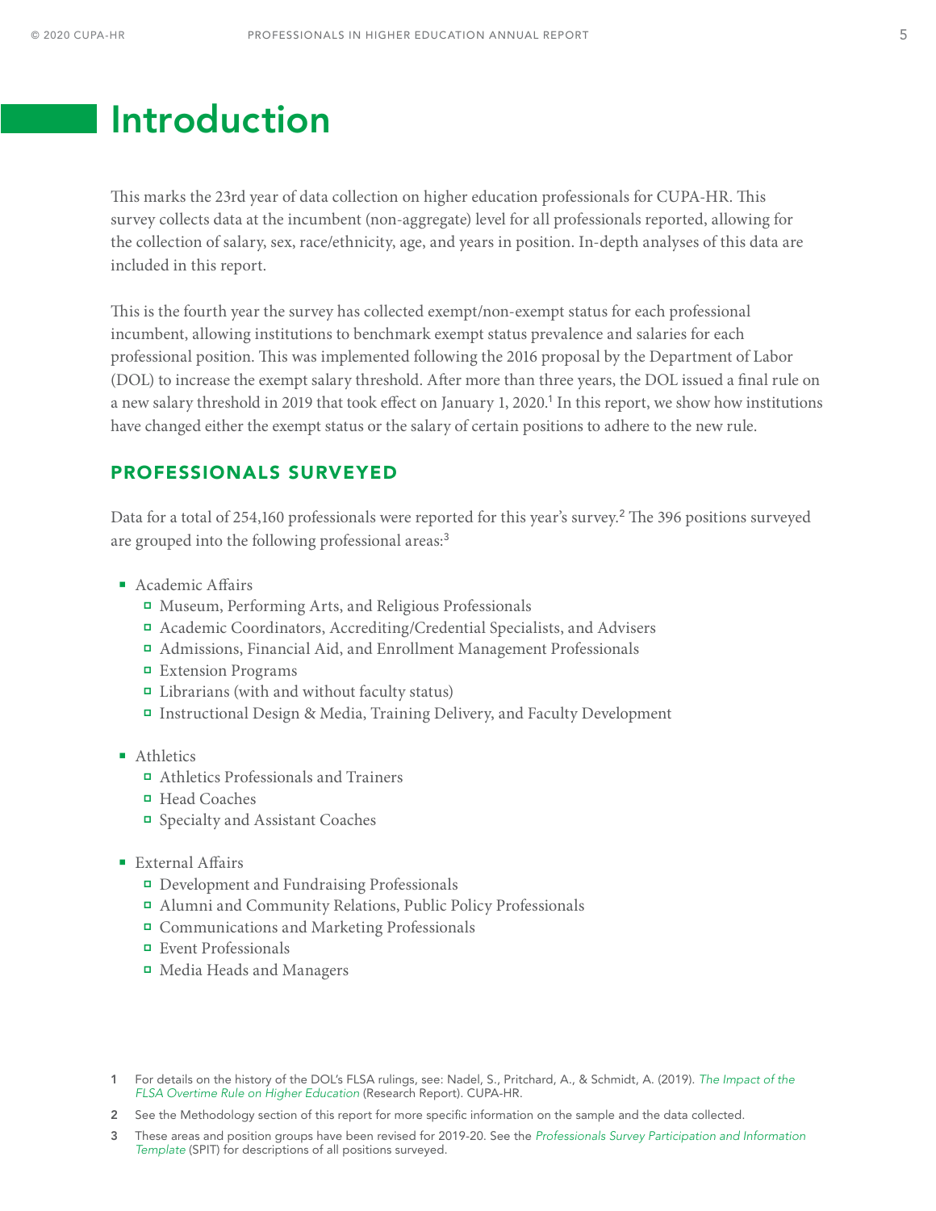# Introduction

This marks the 23rd year of data collection on higher education professionals for CUPA-HR. This survey collects data at the incumbent (non-aggregate) level for all professionals reported, allowing for the collection of salary, sex, race/ethnicity, age, and years in position. In-depth analyses of this data are included in this report.

This is the fourth year the survey has collected exempt/non-exempt status for each professional incumbent, allowing institutions to benchmark exempt status prevalence and salaries for each professional position. This was implemented following the 2016 proposal by the Department of Labor (DOL) to increase the exempt salary threshold. After more than three years, the DOL issued a final rule on a new salary threshold in 2019 that took effect on January 1, 2020.[1] In this report, we show how institutions have changed either the exempt status or the salary of certain positions to adhere to the new rule.

## PROFESSIONALS SURVEYED

Data for a total of 254,160 professionals were reported for this year's survey.[2] The 396 positions surveyed are grouped into the following professional areas:[3]

- Academic Affairs
  - Museum, Performing Arts, and Religious Professionals
  - Academic Coordinators, Accrediting/Credential Specialists, and Advisers
  - Admissions, Financial Aid, and Enrollment Management Professionals
  - Extension Programs
  - Librarians (with and without faculty status)
  - Instructional Design & Media, Training Delivery, and Faculty Development

- Athletics
  - Athletics Professionals and Trainers
  - Head Coaches
  - Specialty and Assistant Coaches

- External Affairs
  - Development and Fundraising Professionals
  - Alumni and Community Relations, Public Policy Professionals
  - Communications and Marketing Professionals
  - Event Professionals
  - Media Heads and Managers

1 For details on the history of the DOL's FLSA rulings, see: Nadel, S., Pritchard, A., & Schmidt, A. (2019). *The Impact of the FLSA Overtime Rule on Higher Education* (Research Report). CUPA-HR.

2 See the Methodology section of this report for more specific information on the sample and the data collected.

3 These areas and position groups have been revised for 2019-20. See the *Professionals Survey Participation and Information Template* (SPIT) for descriptions of all positions surveyed.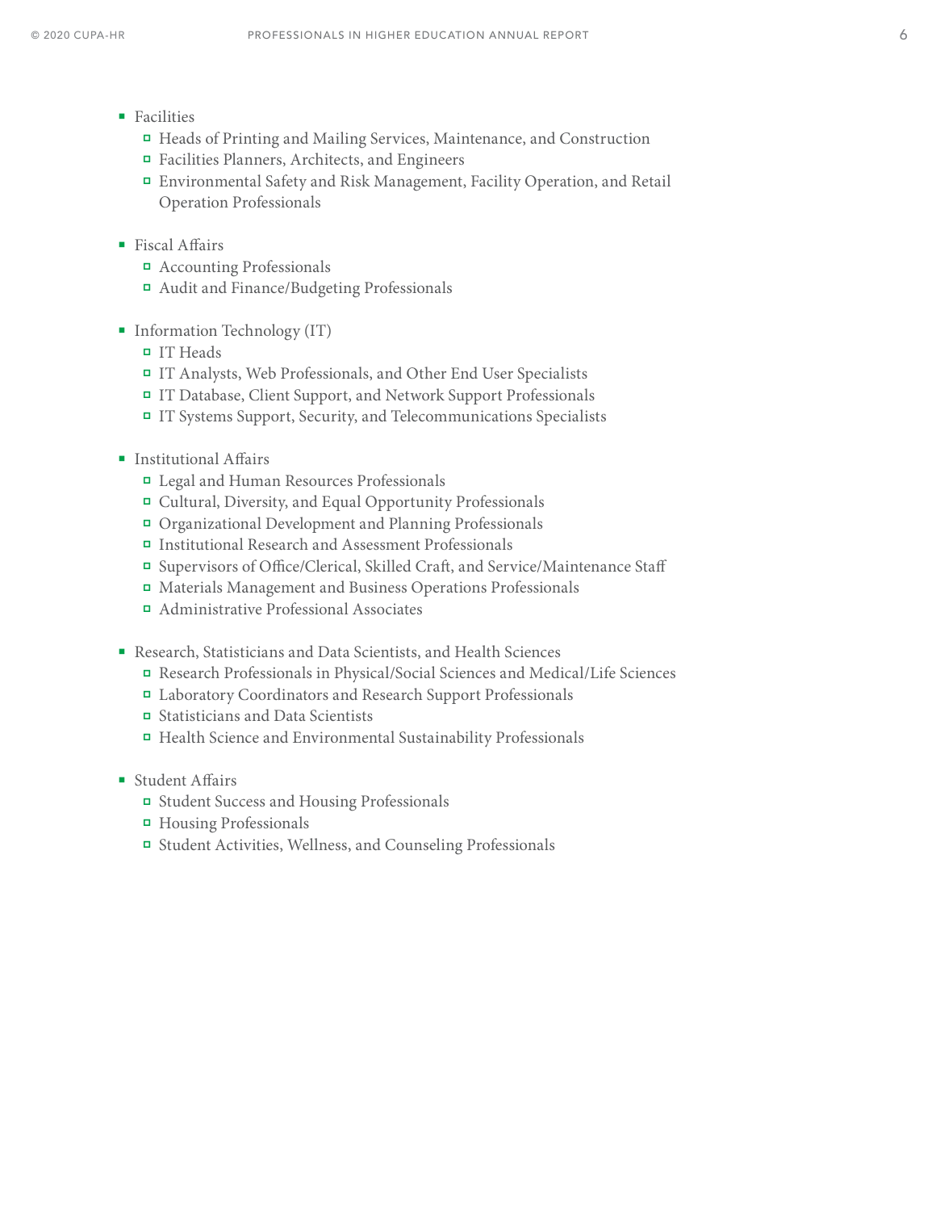- Facilities
  - Heads of Printing and Mailing Services, Maintenance, and Construction
  - Facilities Planners, Architects, and Engineers
  - Environmental Safety and Risk Management, Facility Operation, and Retail Operation Professionals

- Fiscal Affairs
  - Accounting Professionals
  - Audit and Finance/Budgeting Professionals

- Information Technology (IT)
  - IT Heads
  - IT Analysts, Web Professionals, and Other End User Specialists
  - IT Database, Client Support, and Network Support Professionals
  - IT Systems Support, Security, and Telecommunications Specialists

- Institutional Affairs
  - Legal and Human Resources Professionals
  - Cultural, Diversity, and Equal Opportunity Professionals
  - Organizational Development and Planning Professionals
  - Institutional Research and Assessment Professionals
  - Supervisors of Office/Clerical, Skilled Craft, and Service/Maintenance Staff
  - Materials Management and Business Operations Professionals
  - Administrative Professional Associates

- Research, Statisticians and Data Scientists, and Health Sciences
  - Research Professionals in Physical/Social Sciences and Medical/Life Sciences
  - Laboratory Coordinators and Research Support Professionals
  - Statisticians and Data Scientists
  - Health Science and Environmental Sustainability Professionals

- Student Affairs
  - Student Success and Housing Professionals
  - Housing Professionals
  - Student Activities, Wellness, and Counseling Professionals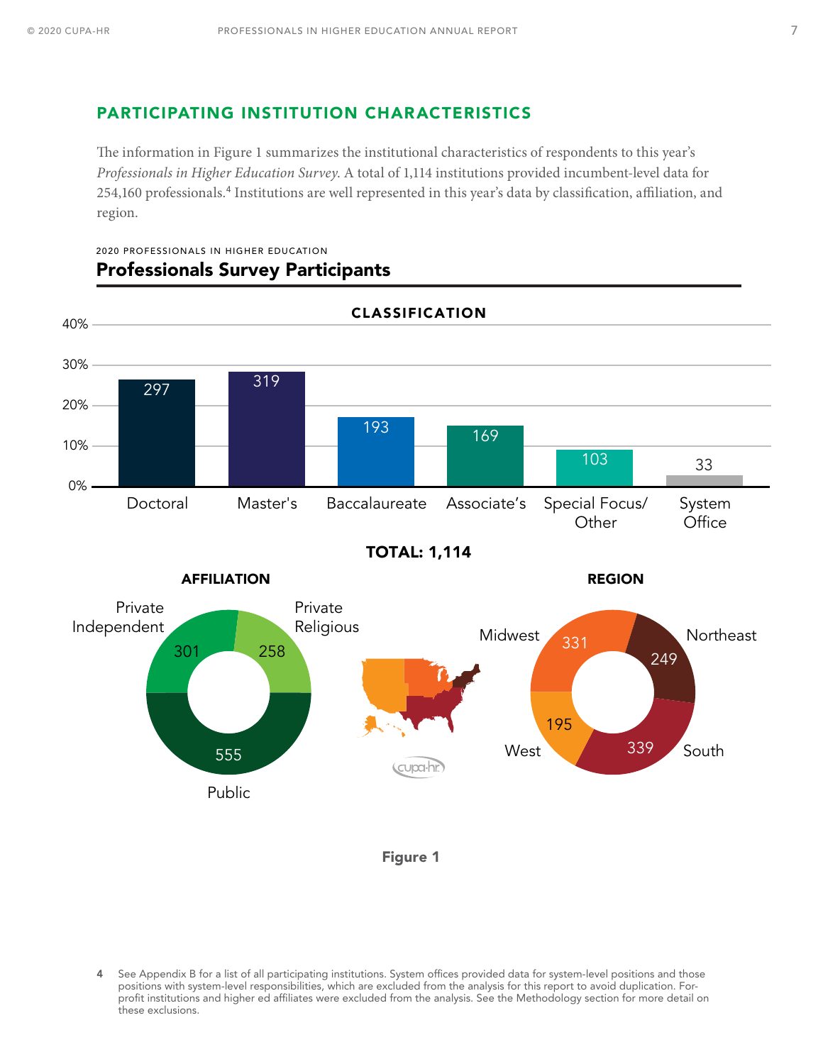## PARTICIPATING INSTITUTION CHARACTERISTICS

The information in Figure 1 summarizes the institutional characteristics of respondents to this year's *Professionals in Higher Education Survey.* A total of 1,114 institutions provided incumbent-level data for 254,160 professionals.[4] Institutions are well represented in this year's data by classification, affiliation, and region.

2020 PROFESSIONALS IN HIGHER EDUCATION

### Professionals Survey Participants

**CLASSIFICATION**

| Classification | Count |
|---|---|
| Doctoral | 297 |
| Master's | 319 |
| Baccalaureate | 193 |
| Associate's | 169 |
| Special Focus/Other | 103 |
| System Office | 33 |

**TOTAL: 1,114**

**AFFILIATION**

| Affiliation | Count |
|---|---|
| Private Independent | 301 |
| Private Religious | 258 |
| Public | 555 |

**REGION**

| Region | Count |
|---|---|
| Midwest | 331 |
| Northeast | 249 |
| South | 339 |
| West | 195 |

Figure 1

4 See Appendix B for a list of all participating institutions. System offices provided data for system-level positions and those positions with system-level responsibilities, which are excluded from the analysis for this report to avoid duplication. For-profit institutions and higher ed affiliates were excluded from the analysis. See the Methodology section for more detail on these exclusions.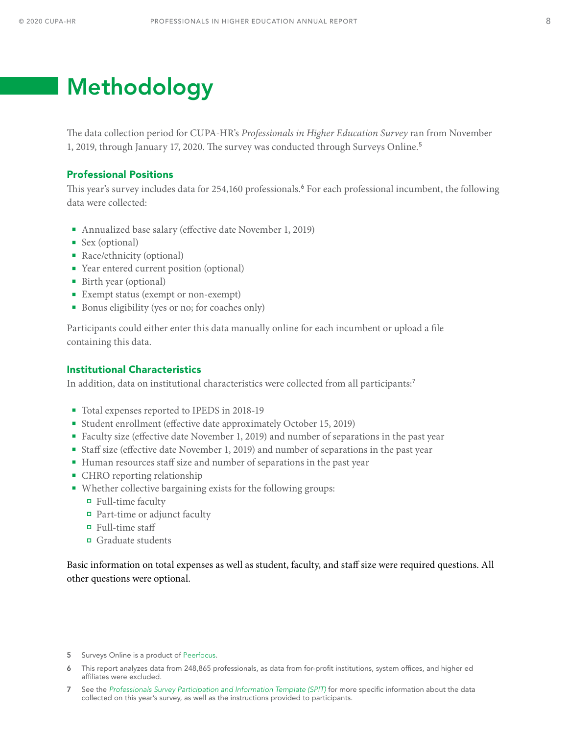# Methodology

The data collection period for CUPA-HR's *Professionals in Higher Education Survey* ran from November 1, 2019, through January 17, 2020. The survey was conducted through Surveys Online.[5]

## Professional Positions

This year's survey includes data for 254,160 professionals.[6] For each professional incumbent, the following data were collected:

- Annualized base salary (effective date November 1, 2019)
- Sex (optional)
- Race/ethnicity (optional)
- Year entered current position (optional)
- Birth year (optional)
- Exempt status (exempt or non-exempt)
- Bonus eligibility (yes or no; for coaches only)

Participants could either enter this data manually online for each incumbent or upload a file containing this data.

## Institutional Characteristics

In addition, data on institutional characteristics were collected from all participants:[7]

- Total expenses reported to IPEDS in 2018-19
- Student enrollment (effective date approximately October 15, 2019)
- Faculty size (effective date November 1, 2019) and number of separations in the past year
- Staff size (effective date November 1, 2019) and number of separations in the past year
- Human resources staff size and number of separations in the past year
- CHRO reporting relationship
- Whether collective bargaining exists for the following groups:
  - Full-time faculty
  - Part-time or adjunct faculty
  - Full-time staff
  - Graduate students

Basic information on total expenses as well as student, faculty, and staff size were required questions. All other questions were optional.

5 Surveys Online is a product of Peerfocus.

6 This report analyzes data from 248,865 professionals, as data from for-profit institutions, system offices, and higher ed affiliates were excluded.

7 See the *Professionals Survey Participation and Information Template (SPIT)* for more specific information about the data collected on this year's survey, as well as the instructions provided to participants.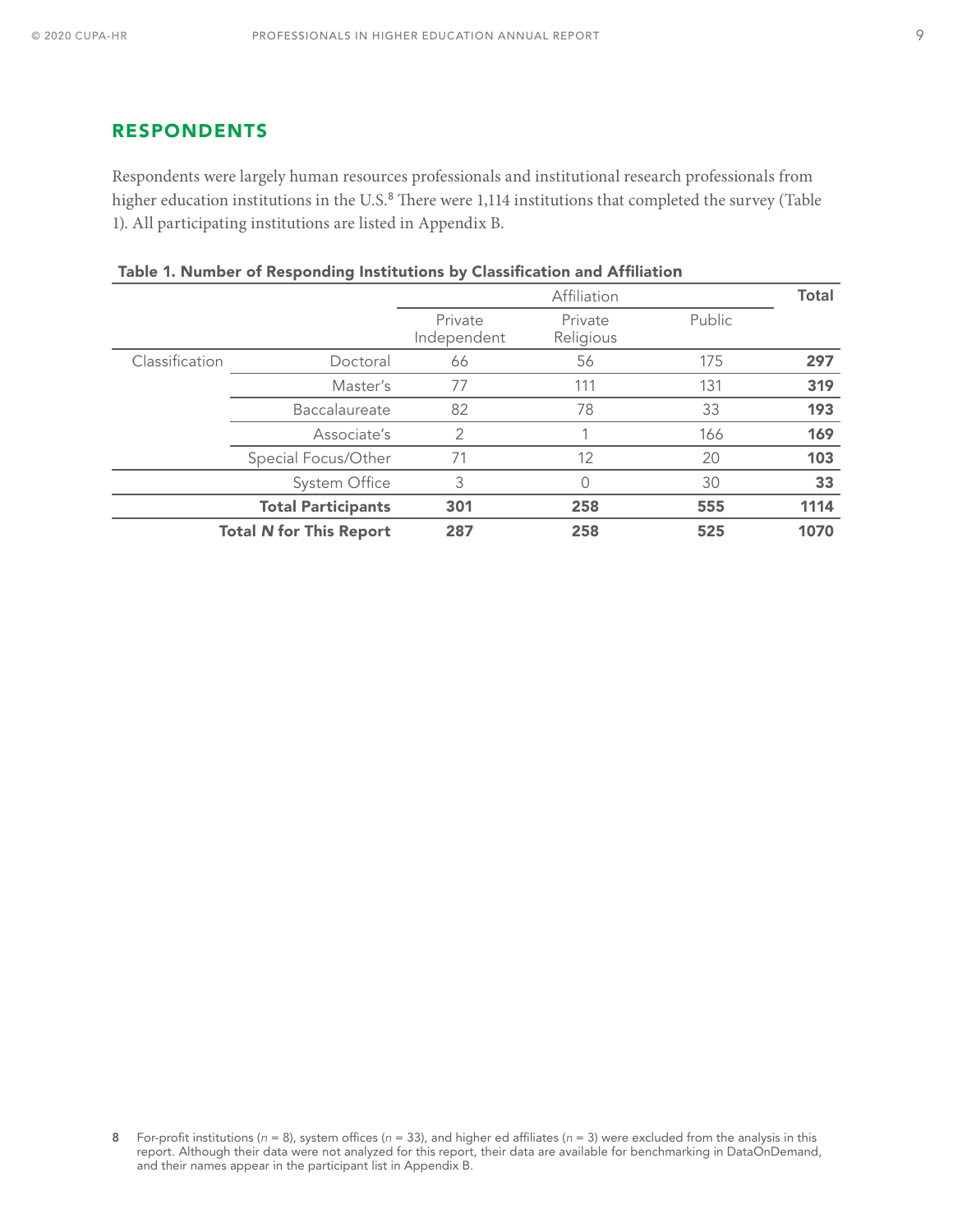## RESPONDENTS

Respondents were largely human resources professionals and institutional research professionals from higher education institutions in the U.S.[8] There were 1,114 institutions that completed the survey (Table 1). All participating institutions are listed in Appendix B.

**Table 1. Number of Responding Institutions by Classification and Affiliation**

| | | Affiliation | | | Total |
|---|---|---|---|---|---|
| | | Private Independent | Private Religious | Public | |
| Classification | Doctoral | 66 | 56 | 175 | **297** |
| | Master's | 77 | 111 | 131 | **319** |
| | Baccalaureate | 82 | 78 | 33 | **193** |
| | Associate's | 2 | 1 | 166 | **169** |
| | Special Focus/Other | 71 | 12 | 20 | **103** |
| | System Office | 3 | 0 | 30 | **33** |
| | **Total Participants** | **301** | **258** | **555** | **1114** |
| | **Total *N* for This Report** | **287** | **258** | **525** | **1070** |

8 For-profit institutions (*n* = 8), system offices (*n* = 33), and higher ed affiliates (*n* = 3) were excluded from the analysis in this report. Although their data were not analyzed for this report, their data are available for benchmarking in DataOnDemand, and their names appear in the participant list in Appendix B.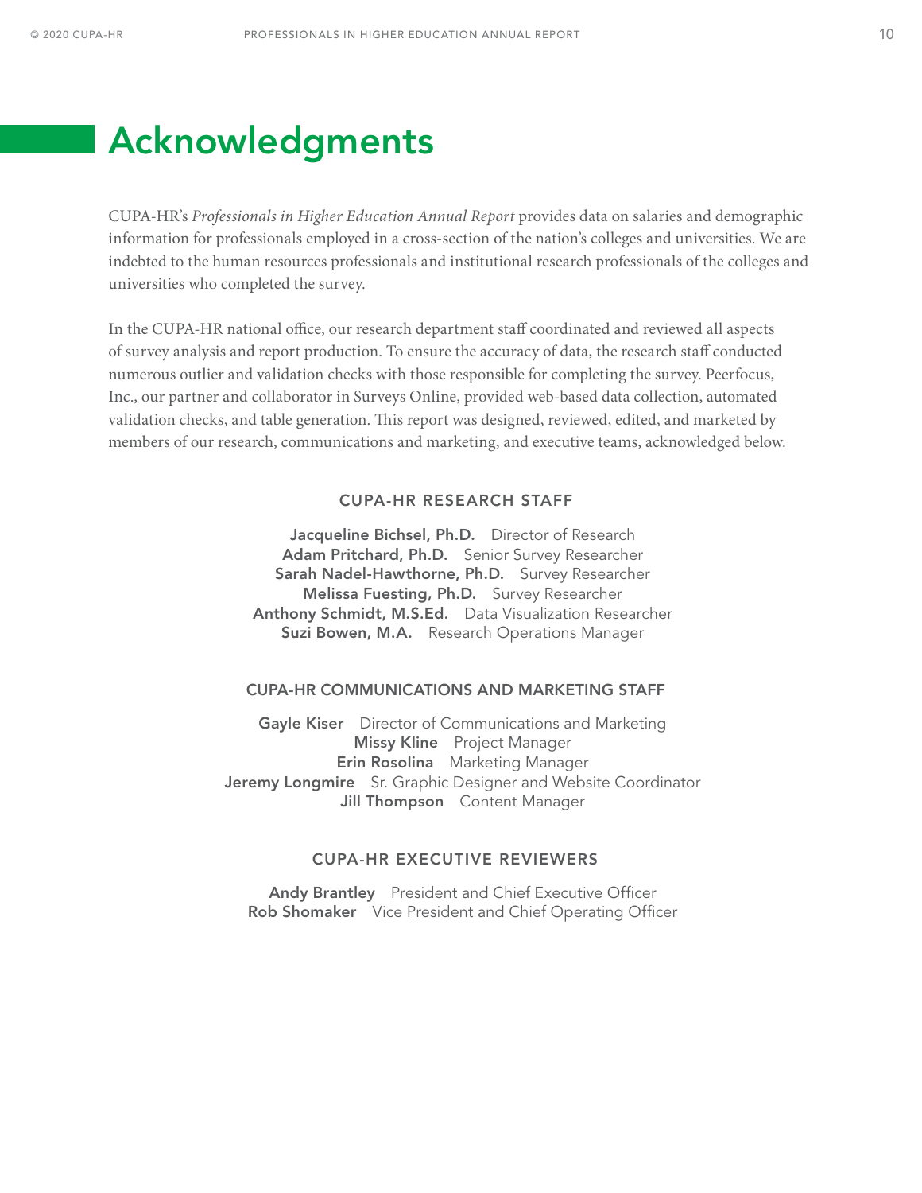# Acknowledgments

CUPA-HR's *Professionals in Higher Education Annual Report* provides data on salaries and demographic information for professionals employed in a cross-section of the nation's colleges and universities. We are indebted to the human resources professionals and institutional research professionals of the colleges and universities who completed the survey.

In the CUPA-HR national office, our research department staff coordinated and reviewed all aspects of survey analysis and report production. To ensure the accuracy of data, the research staff conducted numerous outlier and validation checks with those responsible for completing the survey. Peerfocus, Inc., our partner and collaborator in Surveys Online, provided web-based data collection, automated validation checks, and table generation. This report was designed, reviewed, edited, and marketed by members of our research, communications and marketing, and executive teams, acknowledged below.

### CUPA-HR RESEARCH STAFF

**Jacqueline Bichsel, Ph.D.** Director of Research
**Adam Pritchard, Ph.D.** Senior Survey Researcher
**Sarah Nadel-Hawthorne, Ph.D.** Survey Researcher
**Melissa Fuesting, Ph.D.** Survey Researcher
**Anthony Schmidt, M.S.Ed.** Data Visualization Researcher
**Suzi Bowen, M.A.** Research Operations Manager

### CUPA-HR COMMUNICATIONS AND MARKETING STAFF

**Gayle Kiser** Director of Communications and Marketing
**Missy Kline** Project Manager
**Erin Rosolina** Marketing Manager
**Jeremy Longmire** Sr. Graphic Designer and Website Coordinator
**Jill Thompson** Content Manager

### CUPA-HR EXECUTIVE REVIEWERS

**Andy Brantley** President and Chief Executive Officer
**Rob Shomaker** Vice President and Chief Operating Officer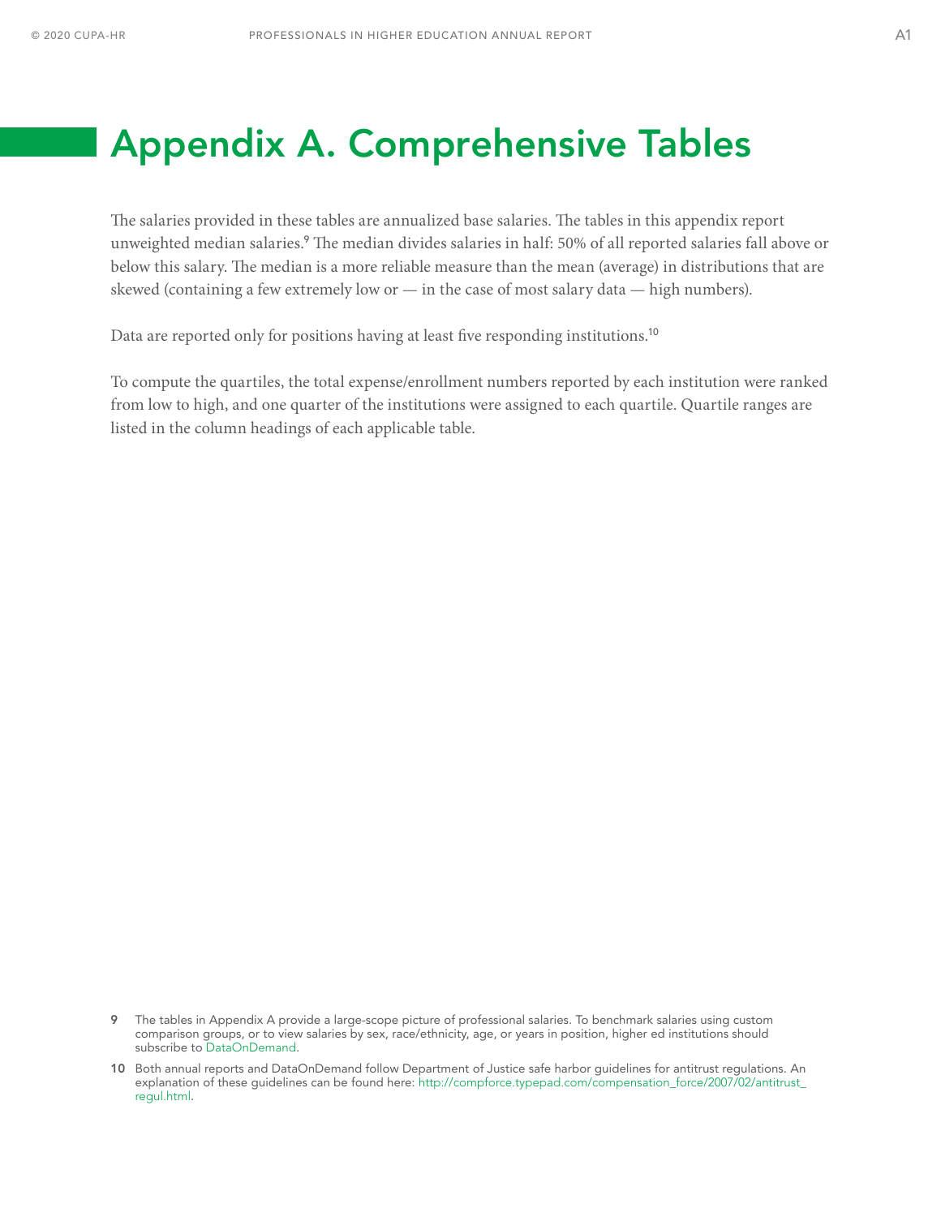# Appendix A. Comprehensive Tables

The salaries provided in these tables are annualized base salaries. The tables in this appendix report unweighted median salaries.[9] The median divides salaries in half: 50% of all reported salaries fall above or below this salary. The median is a more reliable measure than the mean (average) in distributions that are skewed (containing a few extremely low or — in the case of most salary data — high numbers).

Data are reported only for positions having at least five responding institutions.[10]

To compute the quartiles, the total expense/enrollment numbers reported by each institution were ranked from low to high, and one quarter of the institutions were assigned to each quartile. Quartile ranges are listed in the column headings of each applicable table.

---

**9** The tables in Appendix A provide a large-scope picture of professional salaries. To benchmark salaries using custom comparison groups, or to view salaries by sex, race/ethnicity, age, or years in position, higher ed institutions should subscribe to DataOnDemand.

**10** Both annual reports and DataOnDemand follow Department of Justice safe harbor guidelines for antitrust regulations. An explanation of these guidelines can be found here: http://compforce.typepad.com/compensation_force/2007/02/antitrust_regul.html.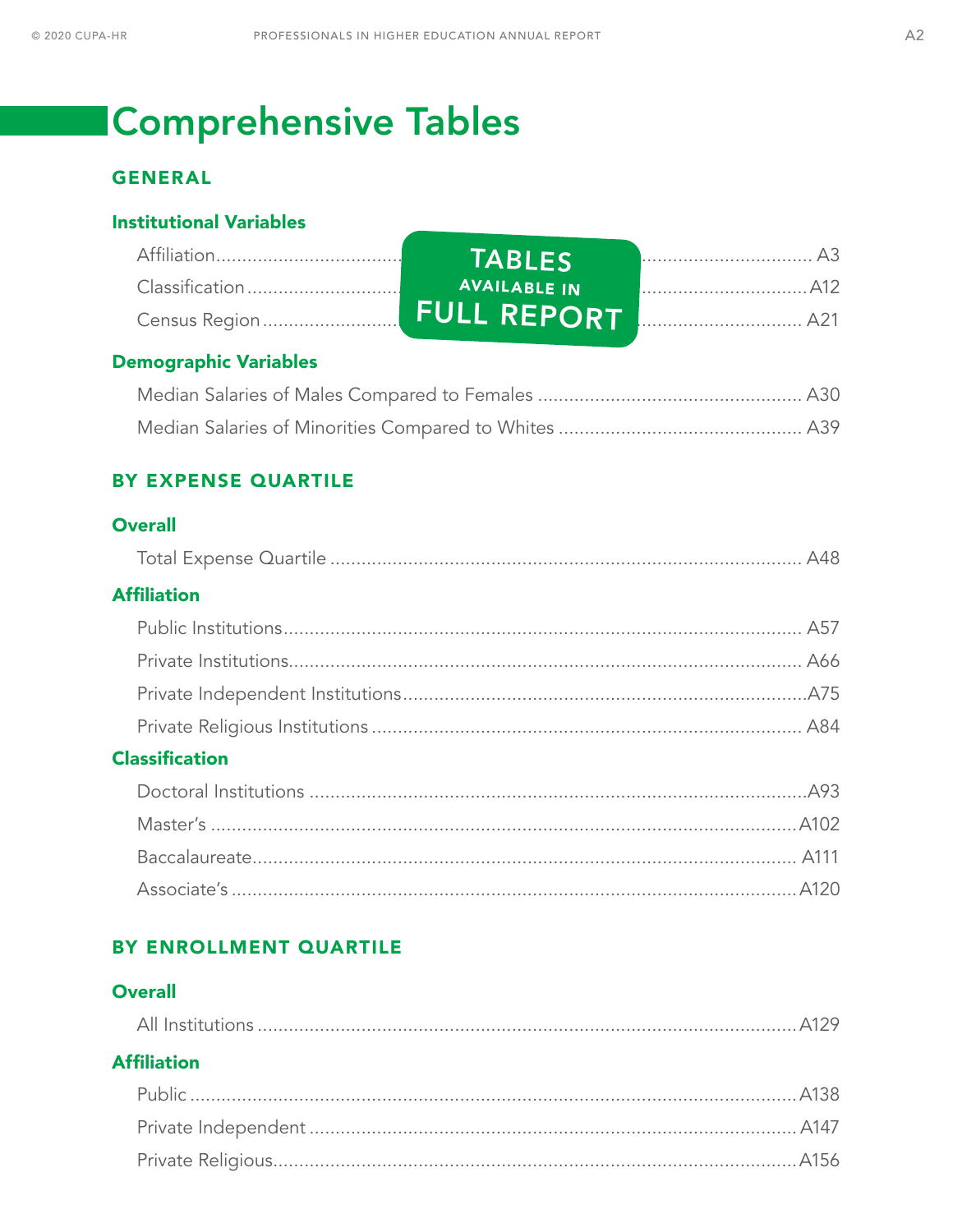# Comprehensive Tables

## GENERAL

### Institutional Variables

TABLES AVAILABLE IN FULL REPORT

- Affiliation ........ A3
- Classification ........ A12
- Census Region ........ A21

### Demographic Variables

- Median Salaries of Males Compared to Females ........ A30
- Median Salaries of Minorities Compared to Whites ........ A39

## BY EXPENSE QUARTILE

### Overall

- Total Expense Quartile ........ A48

### Affiliation

- Public Institutions ........ A57
- Private Institutions ........ A66
- Private Independent Institutions ........ A75
- Private Religious Institutions ........ A84

### Classification

- Doctoral Institutions ........ A93
- Master's ........ A102
- Baccalaureate ........ A111
- Associate's ........ A120

## BY ENROLLMENT QUARTILE

### Overall

- All Institutions ........ A129

### Affiliation

- Public ........ A138
- Private Independent ........ A147
- Private Religious ........ A156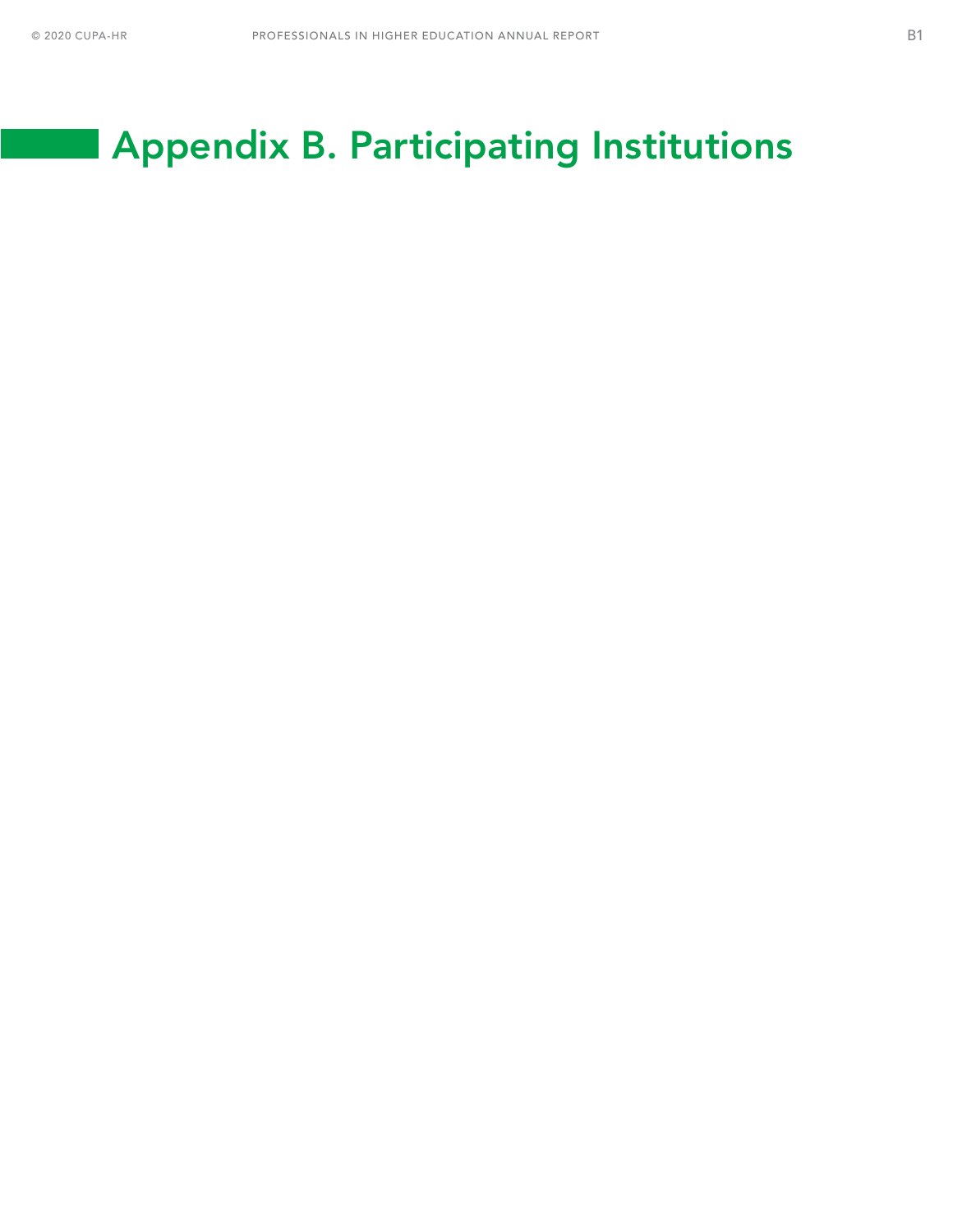# Appendix B. Participating Institutions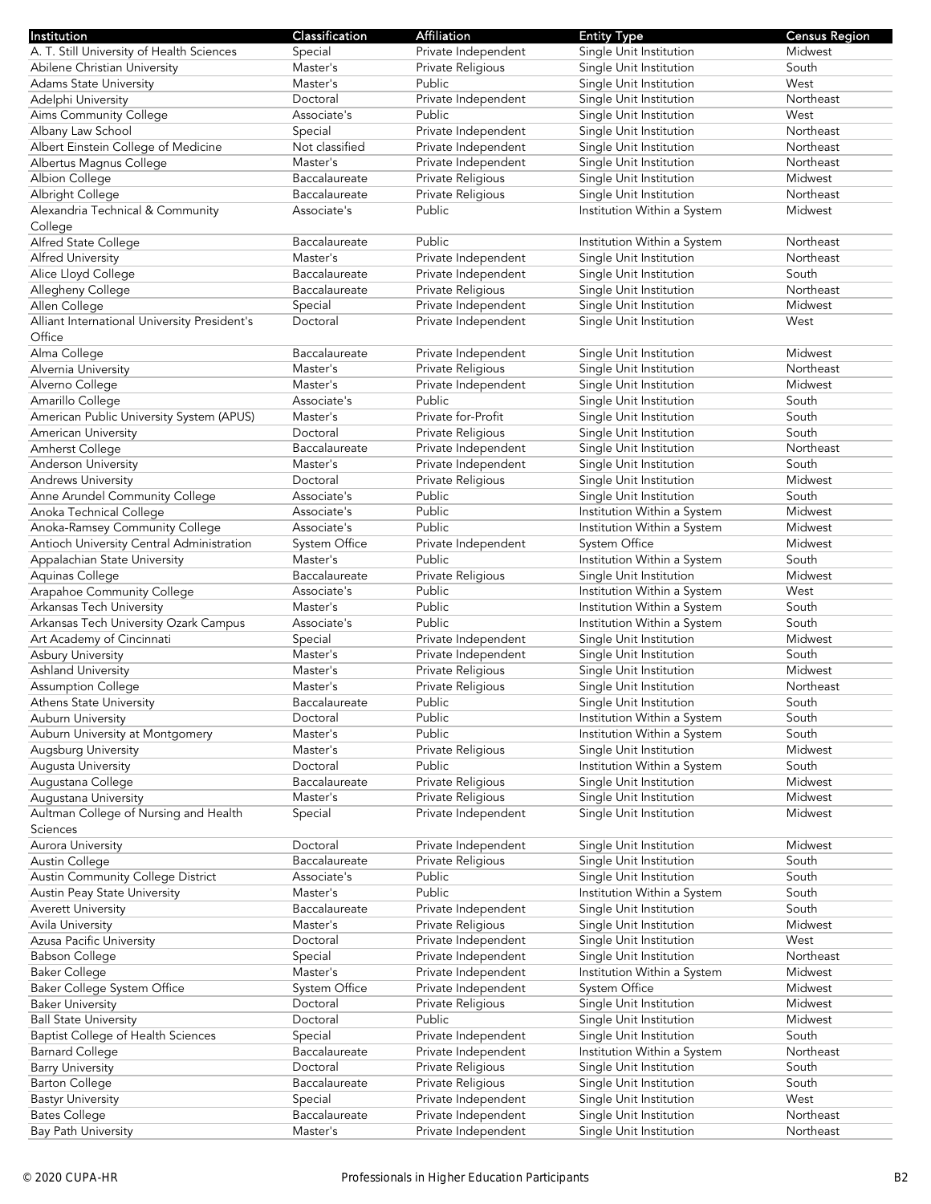| Institution | Classification | Affiliation | Entity Type | Census Region |
|---|---|---|---|---|
| A. T. Still University of Health Sciences | Special | Private Independent | Single Unit Institution | Midwest |
| Abilene Christian University | Master's | Private Religious | Single Unit Institution | South |
| Adams State University | Master's | Public | Single Unit Institution | West |
| Adelphi University | Doctoral | Private Independent | Single Unit Institution | Northeast |
| Aims Community College | Associate's | Public | Single Unit Institution | West |
| Albany Law School | Special | Private Independent | Single Unit Institution | Northeast |
| Albert Einstein College of Medicine | Not classified | Private Independent | Single Unit Institution | Northeast |
| Albertus Magnus College | Master's | Private Independent | Single Unit Institution | Northeast |
| Albion College | Baccalaureate | Private Religious | Single Unit Institution | Midwest |
| Albright College | Baccalaureate | Private Religious | Single Unit Institution | Northeast |
| Alexandria Technical & Community College | Associate's | Public | Institution Within a System | Midwest |
| Alfred State College | Baccalaureate | Public | Institution Within a System | Northeast |
| Alfred University | Master's | Private Independent | Single Unit Institution | Northeast |
| Alice Lloyd College | Baccalaureate | Private Independent | Single Unit Institution | South |
| Allegheny College | Baccalaureate | Private Religious | Single Unit Institution | Northeast |
| Allen College | Special | Private Independent | Single Unit Institution | Midwest |
| Alliant International University President's Office | Doctoral | Private Independent | Single Unit Institution | West |
| Alma College | Baccalaureate | Private Independent | Single Unit Institution | Midwest |
| Alvernia University | Master's | Private Religious | Single Unit Institution | Northeast |
| Alverno College | Master's | Private Independent | Single Unit Institution | Midwest |
| Amarillo College | Associate's | Public | Single Unit Institution | South |
| American Public University System (APUS) | Master's | Private for-Profit | Single Unit Institution | South |
| American University | Doctoral | Private Religious | Single Unit Institution | South |
| Amherst College | Baccalaureate | Private Independent | Single Unit Institution | Northeast |
| Anderson University | Master's | Private Independent | Single Unit Institution | South |
| Andrews University | Doctoral | Private Religious | Single Unit Institution | Midwest |
| Anne Arundel Community College | Associate's | Public | Single Unit Institution | South |
| Anoka Technical College | Associate's | Public | Institution Within a System | Midwest |
| Anoka-Ramsey Community College | Associate's | Public | Institution Within a System | Midwest |
| Antioch University Central Administration | System Office | Private Independent | System Office | Midwest |
| Appalachian State University | Master's | Public | Institution Within a System | South |
| Aquinas College | Baccalaureate | Private Religious | Single Unit Institution | Midwest |
| Arapahoe Community College | Associate's | Public | Institution Within a System | West |
| Arkansas Tech University | Master's | Public | Institution Within a System | South |
| Arkansas Tech University Ozark Campus | Associate's | Public | Institution Within a System | South |
| Art Academy of Cincinnati | Special | Private Independent | Single Unit Institution | Midwest |
| Asbury University | Master's | Private Independent | Single Unit Institution | South |
| Ashland University | Master's | Private Religious | Single Unit Institution | Midwest |
| Assumption College | Master's | Private Religious | Single Unit Institution | Northeast |
| Athens State University | Baccalaureate | Public | Single Unit Institution | South |
| Auburn University | Doctoral | Public | Institution Within a System | South |
| Auburn University at Montgomery | Master's | Public | Institution Within a System | South |
| Augsburg University | Master's | Private Religious | Single Unit Institution | Midwest |
| Augusta University | Doctoral | Public | Institution Within a System | South |
| Augustana College | Baccalaureate | Private Religious | Single Unit Institution | Midwest |
| Augustana University | Master's | Private Religious | Single Unit Institution | Midwest |
| Aultman College of Nursing and Health Sciences | Special | Private Independent | Single Unit Institution | Midwest |
| Aurora University | Doctoral | Private Independent | Single Unit Institution | Midwest |
| Austin College | Baccalaureate | Private Religious | Single Unit Institution | South |
| Austin Community College District | Associate's | Public | Single Unit Institution | South |
| Austin Peay State University | Master's | Public | Institution Within a System | South |
| Averett University | Baccalaureate | Private Independent | Single Unit Institution | South |
| Avila University | Master's | Private Religious | Single Unit Institution | Midwest |
| Azusa Pacific University | Doctoral | Private Independent | Single Unit Institution | West |
| Babson College | Special | Private Independent | Single Unit Institution | Northeast |
| Baker College | Master's | Private Independent | Institution Within a System | Midwest |
| Baker College System Office | System Office | Private Independent | System Office | Midwest |
| Baker University | Doctoral | Private Religious | Single Unit Institution | Midwest |
| Ball State University | Doctoral | Public | Single Unit Institution | Midwest |
| Baptist College of Health Sciences | Special | Private Independent | Single Unit Institution | South |
| Barnard College | Baccalaureate | Private Independent | Institution Within a System | Northeast |
| Barry University | Doctoral | Private Religious | Single Unit Institution | South |
| Barton College | Baccalaureate | Private Religious | Single Unit Institution | South |
| Bastyr University | Special | Private Independent | Single Unit Institution | West |
| Bates College | Baccalaureate | Private Independent | Single Unit Institution | Northeast |
| Bay Path University | Master's | Private Independent | Single Unit Institution | Northeast |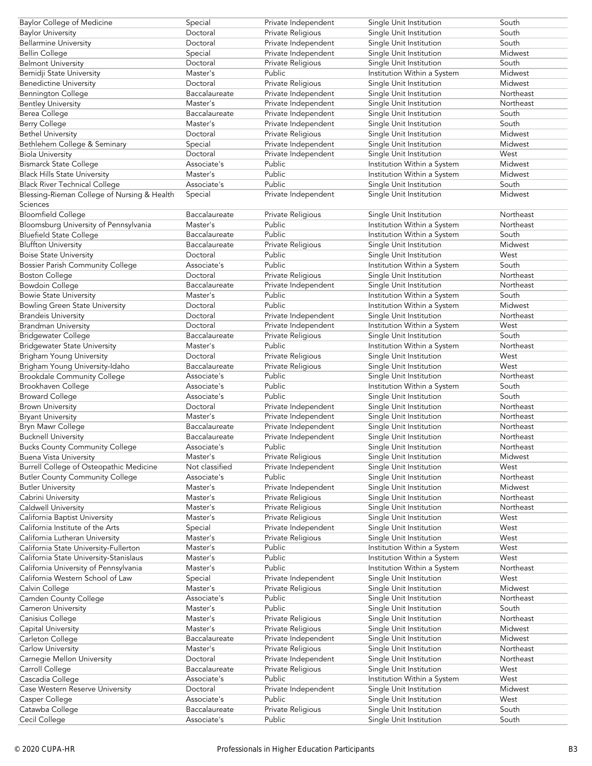| Baylor College of Medicine | Special | Private Independent | Single Unit Institution | South |
|---|---|---|---|---|
| Baylor University | Doctoral | Private Religious | Single Unit Institution | South |
| Bellarmine University | Doctoral | Private Independent | Single Unit Institution | South |
| Bellin College | Special | Private Independent | Single Unit Institution | Midwest |
| Belmont University | Doctoral | Private Religious | Single Unit Institution | South |
| Bemidji State University | Master's | Public | Institution Within a System | Midwest |
| Benedictine University | Doctoral | Private Religious | Single Unit Institution | Midwest |
| Bennington College | Baccalaureate | Private Independent | Single Unit Institution | Northeast |
| Bentley University | Master's | Private Independent | Single Unit Institution | Northeast |
| Berea College | Baccalaureate | Private Independent | Single Unit Institution | South |
| Berry College | Master's | Private Independent | Single Unit Institution | South |
| Bethel University | Doctoral | Private Religious | Single Unit Institution | Midwest |
| Bethlehem College & Seminary | Special | Private Independent | Single Unit Institution | Midwest |
| Biola University | Doctoral | Private Independent | Single Unit Institution | West |
| Bismarck State College | Associate's | Public | Institution Within a System | Midwest |
| Black Hills State University | Master's | Public | Institution Within a System | Midwest |
| Black River Technical College | Associate's | Public | Single Unit Institution | South |
| Blessing-Rieman College of Nursing & Health Sciences | Special | Private Independent | Single Unit Institution | Midwest |
| Bloomfield College | Baccalaureate | Private Religious | Single Unit Institution | Northeast |
| Bloomsburg University of Pennsylvania | Master's | Public | Institution Within a System | Northeast |
| Bluefield State College | Baccalaureate | Public | Institution Within a System | South |
| Bluffton University | Baccalaureate | Private Religious | Single Unit Institution | Midwest |
| Boise State University | Doctoral | Public | Single Unit Institution | West |
| Bossier Parish Community College | Associate's | Public | Institution Within a System | South |
| Boston College | Doctoral | Private Religious | Single Unit Institution | Northeast |
| Bowdoin College | Baccalaureate | Private Independent | Single Unit Institution | Northeast |
| Bowie State University | Master's | Public | Institution Within a System | South |
| Bowling Green State University | Doctoral | Public | Institution Within a System | Midwest |
| Brandeis University | Doctoral | Private Independent | Single Unit Institution | Northeast |
| Brandman University | Doctoral | Private Independent | Institution Within a System | West |
| Bridgewater College | Baccalaureate | Private Religious | Single Unit Institution | South |
| Bridgewater State University | Master's | Public | Institution Within a System | Northeast |
| Brigham Young University | Doctoral | Private Religious | Single Unit Institution | West |
| Brigham Young University-Idaho | Baccalaureate | Private Religious | Single Unit Institution | West |
| Brookdale Community College | Associate's | Public | Single Unit Institution | Northeast |
| Brookhaven College | Associate's | Public | Institution Within a System | South |
| Broward College | Associate's | Public | Single Unit Institution | South |
| Brown University | Doctoral | Private Independent | Single Unit Institution | Northeast |
| Bryant University | Master's | Private Independent | Single Unit Institution | Northeast |
| Bryn Mawr College | Baccalaureate | Private Independent | Single Unit Institution | Northeast |
| Bucknell University | Baccalaureate | Private Independent | Single Unit Institution | Northeast |
| Bucks County Community College | Associate's | Public | Single Unit Institution | Northeast |
| Buena Vista University | Master's | Private Religious | Single Unit Institution | Midwest |
| Burrell College of Osteopathic Medicine | Not classified | Private Independent | Single Unit Institution | West |
| Butler County Community College | Associate's | Public | Single Unit Institution | Northeast |
| Butler University | Master's | Private Independent | Single Unit Institution | Midwest |
| Cabrini University | Master's | Private Religious | Single Unit Institution | Northeast |
| Caldwell University | Master's | Private Religious | Single Unit Institution | Northeast |
| California Baptist University | Master's | Private Religious | Single Unit Institution | West |
| California Institute of the Arts | Special | Private Independent | Single Unit Institution | West |
| California Lutheran University | Master's | Private Religious | Single Unit Institution | West |
| California State University-Fullerton | Master's | Public | Institution Within a System | West |
| California State University-Stanislaus | Master's | Public | Institution Within a System | West |
| California University of Pennsylvania | Master's | Public | Institution Within a System | Northeast |
| California Western School of Law | Special | Private Independent | Single Unit Institution | West |
| Calvin College | Master's | Private Religious | Single Unit Institution | Midwest |
| Camden County College | Associate's | Public | Single Unit Institution | Northeast |
| Cameron University | Master's | Public | Single Unit Institution | South |
| Canisius College | Master's | Private Religious | Single Unit Institution | Northeast |
| Capital University | Master's | Private Religious | Single Unit Institution | Midwest |
| Carleton College | Baccalaureate | Private Independent | Single Unit Institution | Midwest |
| Carlow University | Master's | Private Religious | Single Unit Institution | Northeast |
| Carnegie Mellon University | Doctoral | Private Independent | Single Unit Institution | Northeast |
| Carroll College | Baccalaureate | Private Religious | Single Unit Institution | West |
| Cascadia College | Associate's | Public | Institution Within a System | West |
| Case Western Reserve University | Doctoral | Private Independent | Single Unit Institution | Midwest |
| Casper College | Associate's | Public | Single Unit Institution | West |
| Catawba College | Baccalaureate | Private Religious | Single Unit Institution | South |
| Cecil College | Associate's | Public | Single Unit Institution | South |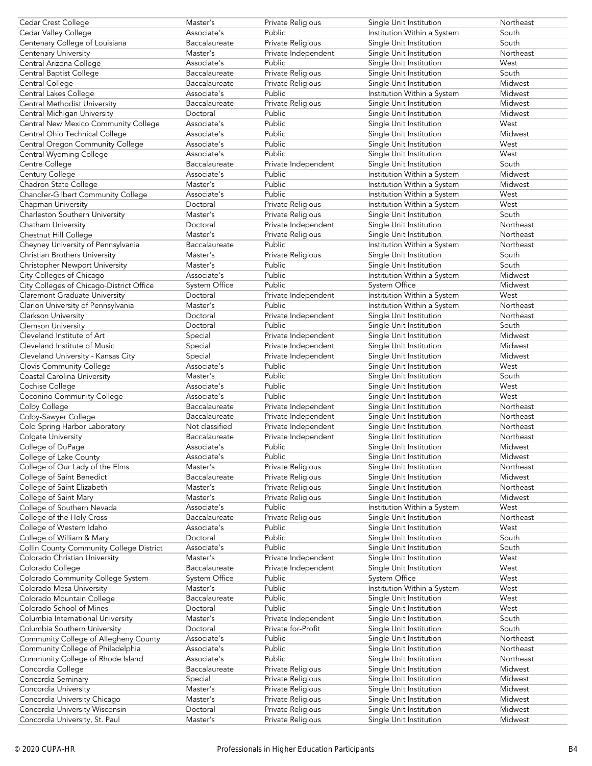| | | | | |
|---|---|---|---|---|
| Cedar Crest College | Master's | Private Religious | Single Unit Institution | Northeast |
| Cedar Valley College | Associate's | Public | Institution Within a System | South |
| Centenary College of Louisiana | Baccalaureate | Private Religious | Single Unit Institution | South |
| Centenary University | Master's | Private Independent | Single Unit Institution | Northeast |
| Central Arizona College | Associate's | Public | Single Unit Institution | West |
| Central Baptist College | Baccalaureate | Private Religious | Single Unit Institution | South |
| Central College | Baccalaureate | Private Religious | Single Unit Institution | Midwest |
| Central Lakes College | Associate's | Public | Institution Within a System | Midwest |
| Central Methodist University | Baccalaureate | Private Religious | Single Unit Institution | Midwest |
| Central Michigan University | Doctoral | Public | Single Unit Institution | Midwest |
| Central New Mexico Community College | Associate's | Public | Single Unit Institution | West |
| Central Ohio Technical College | Associate's | Public | Single Unit Institution | Midwest |
| Central Oregon Community College | Associate's | Public | Single Unit Institution | West |
| Central Wyoming College | Associate's | Public | Single Unit Institution | West |
| Centre College | Baccalaureate | Private Independent | Single Unit Institution | South |
| Century College | Associate's | Public | Institution Within a System | Midwest |
| Chadron State College | Master's | Public | Institution Within a System | Midwest |
| Chandler-Gilbert Community College | Associate's | Public | Institution Within a System | West |
| Chapman University | Doctoral | Private Religious | Institution Within a System | West |
| Charleston Southern University | Master's | Private Religious | Single Unit Institution | South |
| Chatham University | Doctoral | Private Independent | Single Unit Institution | Northeast |
| Chestnut Hill College | Master's | Private Religious | Single Unit Institution | Northeast |
| Cheyney University of Pennsylvania | Baccalaureate | Public | Institution Within a System | Northeast |
| Christian Brothers University | Master's | Private Religious | Single Unit Institution | South |
| Christopher Newport University | Master's | Public | Single Unit Institution | South |
| City Colleges of Chicago | Associate's | Public | Institution Within a System | Midwest |
| City Colleges of Chicago-District Office | System Office | Public | System Office | Midwest |
| Claremont Graduate University | Doctoral | Private Independent | Institution Within a System | West |
| Clarion University of Pennsylvania | Master's | Public | Institution Within a System | Northeast |
| Clarkson University | Doctoral | Private Independent | Single Unit Institution | Northeast |
| Clemson University | Doctoral | Public | Single Unit Institution | South |
| Cleveland Institute of Art | Special | Private Independent | Single Unit Institution | Midwest |
| Cleveland Institute of Music | Special | Private Independent | Single Unit Institution | Midwest |
| Cleveland University - Kansas City | Special | Private Independent | Single Unit Institution | Midwest |
| Clovis Community College | Associate's | Public | Single Unit Institution | West |
| Coastal Carolina University | Master's | Public | Single Unit Institution | South |
| Cochise College | Associate's | Public | Single Unit Institution | West |
| Coconino Community College | Associate's | Public | Single Unit Institution | West |
| Colby College | Baccalaureate | Private Independent | Single Unit Institution | Northeast |
| Colby-Sawyer College | Baccalaureate | Private Independent | Single Unit Institution | Northeast |
| Cold Spring Harbor Laboratory | Not classified | Private Independent | Single Unit Institution | Northeast |
| Colgate University | Baccalaureate | Private Independent | Single Unit Institution | Northeast |
| College of DuPage | Associate's | Public | Single Unit Institution | Midwest |
| College of Lake County | Associate's | Public | Single Unit Institution | Midwest |
| College of Our Lady of the Elms | Master's | Private Religious | Single Unit Institution | Northeast |
| College of Saint Benedict | Baccalaureate | Private Religious | Single Unit Institution | Midwest |
| College of Saint Elizabeth | Master's | Private Religious | Single Unit Institution | Northeast |
| College of Saint Mary | Master's | Private Religious | Single Unit Institution | Midwest |
| College of Southern Nevada | Associate's | Public | Institution Within a System | West |
| College of the Holy Cross | Baccalaureate | Private Religious | Single Unit Institution | Northeast |
| College of Western Idaho | Associate's | Public | Single Unit Institution | West |
| College of William & Mary | Doctoral | Public | Single Unit Institution | South |
| Collin County Community College District | Associate's | Public | Single Unit Institution | South |
| Colorado Christian University | Master's | Private Independent | Single Unit Institution | West |
| Colorado College | Baccalaureate | Private Independent | Single Unit Institution | West |
| Colorado Community College System | System Office | Public | System Office | West |
| Colorado Mesa University | Master's | Public | Institution Within a System | West |
| Colorado Mountain College | Baccalaureate | Public | Single Unit Institution | West |
| Colorado School of Mines | Doctoral | Public | Single Unit Institution | West |
| Columbia International University | Master's | Private Independent | Single Unit Institution | South |
| Columbia Southern University | Doctoral | Private for-Profit | Single Unit Institution | South |
| Community College of Allegheny County | Associate's | Public | Single Unit Institution | Northeast |
| Community College of Philadelphia | Associate's | Public | Single Unit Institution | Northeast |
| Community College of Rhode Island | Associate's | Public | Single Unit Institution | Northeast |
| Concordia College | Baccalaureate | Private Religious | Single Unit Institution | Midwest |
| Concordia Seminary | Special | Private Religious | Single Unit Institution | Midwest |
| Concordia University | Master's | Private Religious | Single Unit Institution | Midwest |
| Concordia University Chicago | Master's | Private Religious | Single Unit Institution | Midwest |
| Concordia University Wisconsin | Doctoral | Private Religious | Single Unit Institution | Midwest |
| Concordia University, St. Paul | Master's | Private Religious | Single Unit Institution | Midwest |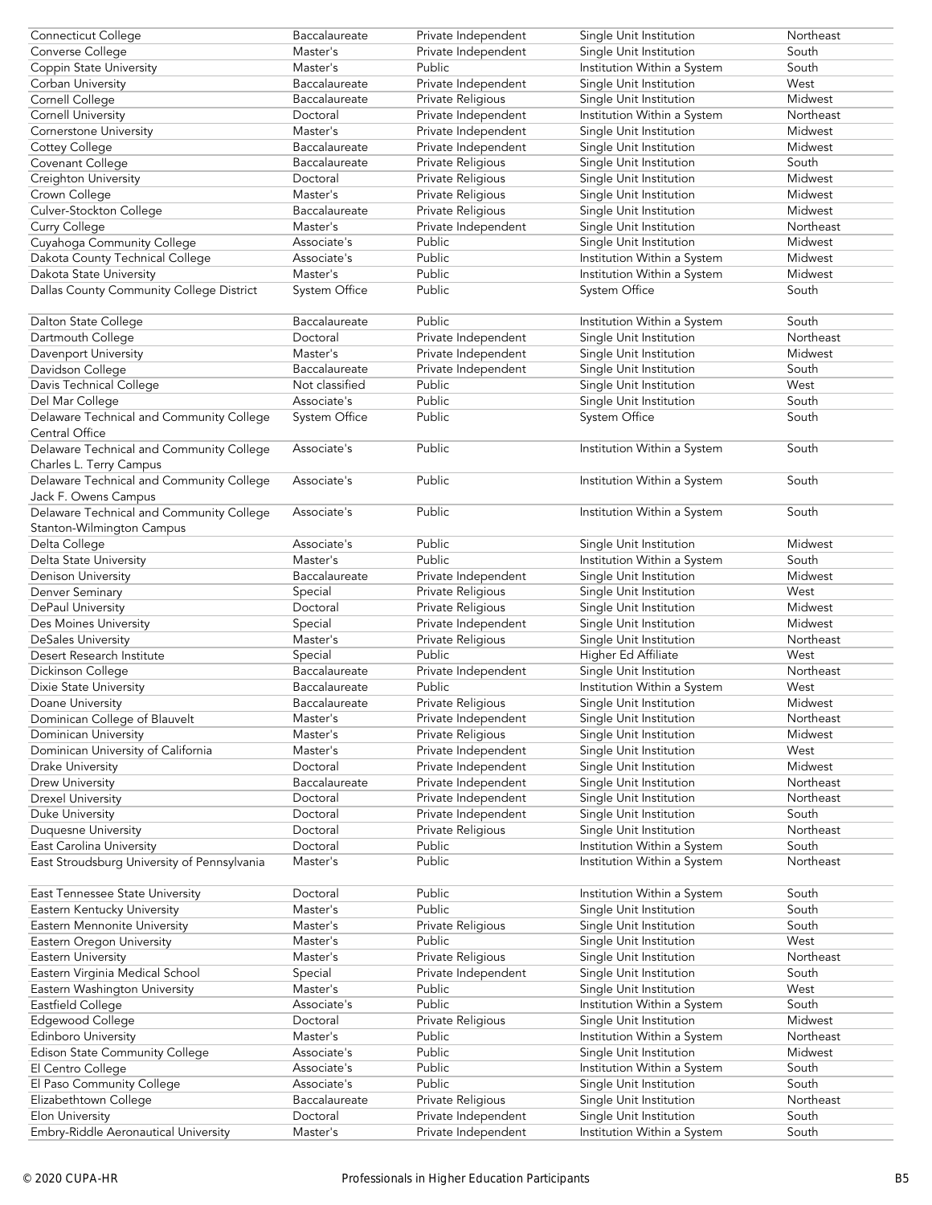| Connecticut College | Baccalaureate | Private Independent | Single Unit Institution | Northeast |
|---|---|---|---|---|
| Converse College | Master's | Private Independent | Single Unit Institution | South |
| Coppin State University | Master's | Public | Institution Within a System | South |
| Corban University | Baccalaureate | Private Independent | Single Unit Institution | West |
| Cornell College | Baccalaureate | Private Religious | Single Unit Institution | Midwest |
| Cornell University | Doctoral | Private Independent | Institution Within a System | Northeast |
| Cornerstone University | Master's | Private Independent | Single Unit Institution | Midwest |
| Cottey College | Baccalaureate | Private Independent | Single Unit Institution | Midwest |
| Covenant College | Baccalaureate | Private Religious | Single Unit Institution | South |
| Creighton University | Doctoral | Private Religious | Single Unit Institution | Midwest |
| Crown College | Master's | Private Religious | Single Unit Institution | Midwest |
| Culver-Stockton College | Baccalaureate | Private Religious | Single Unit Institution | Midwest |
| Curry College | Master's | Private Independent | Single Unit Institution | Northeast |
| Cuyahoga Community College | Associate's | Public | Single Unit Institution | Midwest |
| Dakota County Technical College | Associate's | Public | Institution Within a System | Midwest |
| Dakota State University | Master's | Public | Institution Within a System | Midwest |
| Dallas County Community College District | System Office | Public | System Office | South |
| Dalton State College | Baccalaureate | Public | Institution Within a System | South |
| Dartmouth College | Doctoral | Private Independent | Single Unit Institution | Northeast |
| Davenport University | Master's | Private Independent | Single Unit Institution | Midwest |
| Davidson College | Baccalaureate | Private Independent | Single Unit Institution | South |
| Davis Technical College | Not classified | Public | Single Unit Institution | West |
| Del Mar College | Associate's | Public | Single Unit Institution | South |
| Delaware Technical and Community College Central Office | System Office | Public | System Office | South |
| Delaware Technical and Community College Charles L. Terry Campus | Associate's | Public | Institution Within a System | South |
| Delaware Technical and Community College Jack F. Owens Campus | Associate's | Public | Institution Within a System | South |
| Delaware Technical and Community College Stanton-Wilmington Campus | Associate's | Public | Institution Within a System | South |
| Delta College | Associate's | Public | Single Unit Institution | Midwest |
| Delta State University | Master's | Public | Institution Within a System | South |
| Denison University | Baccalaureate | Private Independent | Single Unit Institution | Midwest |
| Denver Seminary | Special | Private Religious | Single Unit Institution | West |
| DePaul University | Doctoral | Private Religious | Single Unit Institution | Midwest |
| Des Moines University | Special | Private Independent | Single Unit Institution | Midwest |
| DeSales University | Master's | Private Religious | Single Unit Institution | Northeast |
| Desert Research Institute | Special | Public | Higher Ed Affiliate | West |
| Dickinson College | Baccalaureate | Private Independent | Single Unit Institution | Northeast |
| Dixie State University | Baccalaureate | Public | Institution Within a System | West |
| Doane University | Baccalaureate | Private Religious | Single Unit Institution | Midwest |
| Dominican College of Blauvelt | Master's | Private Independent | Single Unit Institution | Northeast |
| Dominican University | Master's | Private Religious | Single Unit Institution | Midwest |
| Dominican University of California | Master's | Private Independent | Single Unit Institution | West |
| Drake University | Doctoral | Private Independent | Single Unit Institution | Midwest |
| Drew University | Baccalaureate | Private Independent | Single Unit Institution | Northeast |
| Drexel University | Doctoral | Private Independent | Single Unit Institution | Northeast |
| Duke University | Doctoral | Private Independent | Single Unit Institution | South |
| Duquesne University | Doctoral | Private Religious | Single Unit Institution | Northeast |
| East Carolina University | Doctoral | Public | Institution Within a System | South |
| East Stroudsburg University of Pennsylvania | Master's | Public | Institution Within a System | Northeast |
| East Tennessee State University | Doctoral | Public | Institution Within a System | South |
| Eastern Kentucky University | Master's | Public | Single Unit Institution | South |
| Eastern Mennonite University | Master's | Private Religious | Single Unit Institution | South |
| Eastern Oregon University | Master's | Public | Single Unit Institution | West |
| Eastern University | Master's | Private Religious | Single Unit Institution | Northeast |
| Eastern Virginia Medical School | Special | Private Independent | Single Unit Institution | South |
| Eastern Washington University | Master's | Public | Single Unit Institution | West |
| Eastfield College | Associate's | Public | Institution Within a System | South |
| Edgewood College | Doctoral | Private Religious | Single Unit Institution | Midwest |
| Edinboro University | Master's | Public | Institution Within a System | Northeast |
| Edison State Community College | Associate's | Public | Single Unit Institution | Midwest |
| El Centro College | Associate's | Public | Institution Within a System | South |
| El Paso Community College | Associate's | Public | Single Unit Institution | South |
| Elizabethtown College | Baccalaureate | Private Religious | Single Unit Institution | Northeast |
| Elon University | Doctoral | Private Independent | Single Unit Institution | South |
| Embry-Riddle Aeronautical University | Master's | Private Independent | Institution Within a System | South |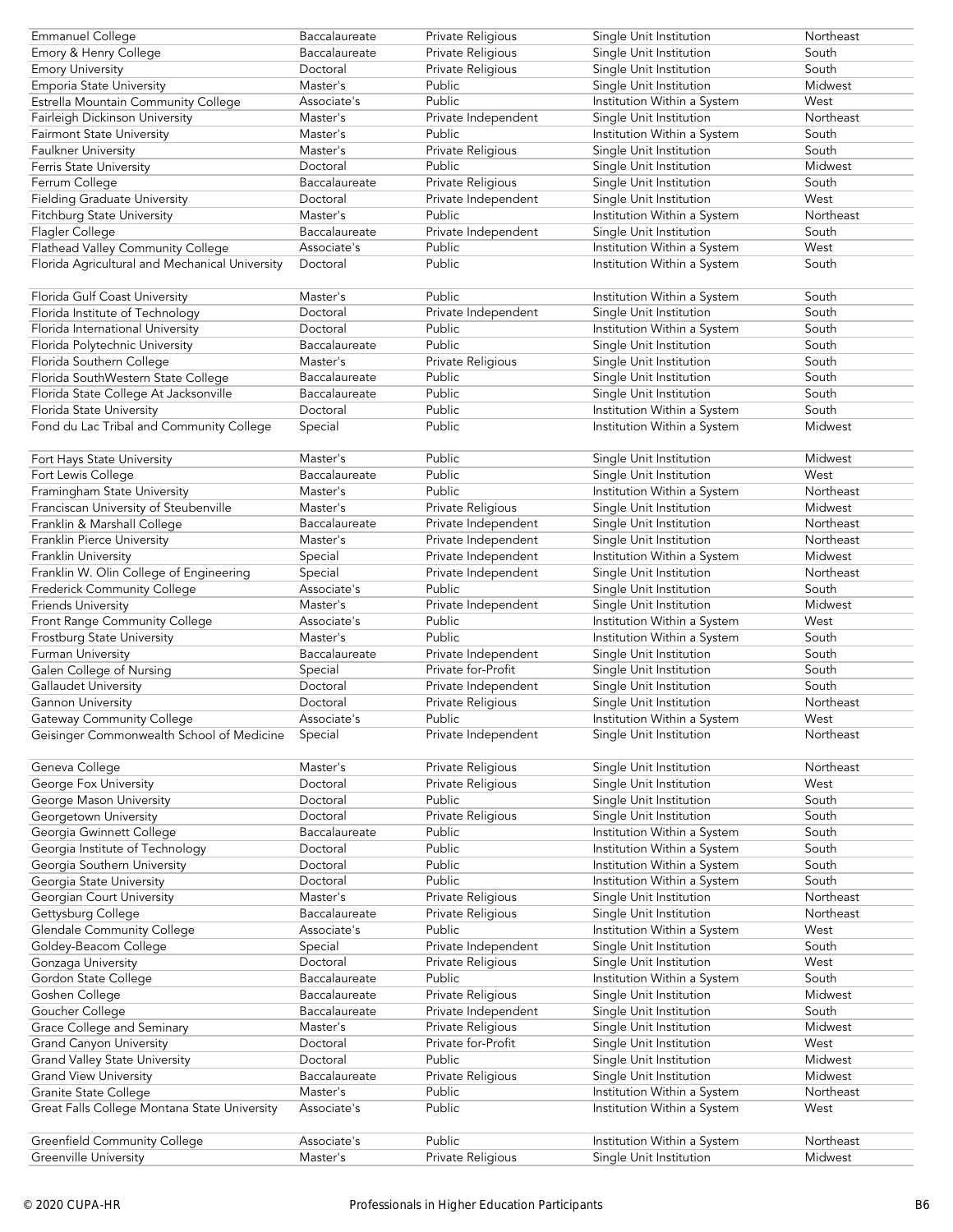| | | | | |
|---|---|---|---|---|
| Emmanuel College | Baccalaureate | Private Religious | Single Unit Institution | Northeast |
| Emory & Henry College | Baccalaureate | Private Religious | Single Unit Institution | South |
| Emory University | Doctoral | Private Religious | Single Unit Institution | South |
| Emporia State University | Master's | Public | Single Unit Institution | Midwest |
| Estrella Mountain Community College | Associate's | Public | Institution Within a System | West |
| Fairleigh Dickinson University | Master's | Private Independent | Single Unit Institution | Northeast |
| Fairmont State University | Master's | Public | Institution Within a System | South |
| Faulkner University | Master's | Private Religious | Single Unit Institution | South |
| Ferris State University | Doctoral | Public | Single Unit Institution | Midwest |
| Ferrum College | Baccalaureate | Private Religious | Single Unit Institution | South |
| Fielding Graduate University | Doctoral | Private Independent | Single Unit Institution | West |
| Fitchburg State University | Master's | Public | Institution Within a System | Northeast |
| Flagler College | Baccalaureate | Private Independent | Single Unit Institution | South |
| Flathead Valley Community College | Associate's | Public | Institution Within a System | West |
| Florida Agricultural and Mechanical University | Doctoral | Public | Institution Within a System | South |
| Florida Gulf Coast University | Master's | Public | Institution Within a System | South |
| Florida Institute of Technology | Doctoral | Private Independent | Single Unit Institution | South |
| Florida International University | Doctoral | Public | Institution Within a System | South |
| Florida Polytechnic University | Baccalaureate | Public | Single Unit Institution | South |
| Florida Southern College | Master's | Private Religious | Single Unit Institution | South |
| Florida SouthWestern State College | Baccalaureate | Public | Single Unit Institution | South |
| Florida State College At Jacksonville | Baccalaureate | Public | Single Unit Institution | South |
| Florida State University | Doctoral | Public | Institution Within a System | South |
| Fond du Lac Tribal and Community College | Special | Public | Institution Within a System | Midwest |
| Fort Hays State University | Master's | Public | Single Unit Institution | Midwest |
| Fort Lewis College | Baccalaureate | Public | Single Unit Institution | West |
| Framingham State University | Master's | Public | Institution Within a System | Northeast |
| Franciscan University of Steubenville | Master's | Private Religious | Single Unit Institution | Midwest |
| Franklin & Marshall College | Baccalaureate | Private Independent | Single Unit Institution | Northeast |
| Franklin Pierce University | Master's | Private Independent | Single Unit Institution | Northeast |
| Franklin University | Special | Private Independent | Institution Within a System | Midwest |
| Franklin W. Olin College of Engineering | Special | Private Independent | Single Unit Institution | Northeast |
| Frederick Community College | Associate's | Public | Single Unit Institution | South |
| Friends University | Master's | Private Independent | Single Unit Institution | Midwest |
| Front Range Community College | Associate's | Public | Institution Within a System | West |
| Frostburg State University | Master's | Public | Institution Within a System | South |
| Furman University | Baccalaureate | Private Independent | Single Unit Institution | South |
| Galen College of Nursing | Special | Private for-Profit | Single Unit Institution | South |
| Gallaudet University | Doctoral | Private Independent | Single Unit Institution | South |
| Gannon University | Doctoral | Private Religious | Single Unit Institution | Northeast |
| Gateway Community College | Associate's | Public | Institution Within a System | West |
| Geisinger Commonwealth School of Medicine | Special | Private Independent | Single Unit Institution | Northeast |
| Geneva College | Master's | Private Religious | Single Unit Institution | Northeast |
| George Fox University | Doctoral | Private Religious | Single Unit Institution | West |
| George Mason University | Doctoral | Public | Single Unit Institution | South |
| Georgetown University | Doctoral | Private Religious | Single Unit Institution | South |
| Georgia Gwinnett College | Baccalaureate | Public | Institution Within a System | South |
| Georgia Institute of Technology | Doctoral | Public | Institution Within a System | South |
| Georgia Southern University | Doctoral | Public | Institution Within a System | South |
| Georgia State University | Doctoral | Public | Institution Within a System | South |
| Georgian Court University | Master's | Private Religious | Single Unit Institution | Northeast |
| Gettysburg College | Baccalaureate | Private Religious | Single Unit Institution | Northeast |
| Glendale Community College | Associate's | Public | Institution Within a System | West |
| Goldey-Beacom College | Special | Private Independent | Single Unit Institution | South |
| Gonzaga University | Doctoral | Private Religious | Single Unit Institution | West |
| Gordon State College | Baccalaureate | Public | Institution Within a System | South |
| Goshen College | Baccalaureate | Private Religious | Single Unit Institution | Midwest |
| Goucher College | Baccalaureate | Private Independent | Single Unit Institution | South |
| Grace College and Seminary | Master's | Private Religious | Single Unit Institution | Midwest |
| Grand Canyon University | Doctoral | Private for-Profit | Single Unit Institution | West |
| Grand Valley State University | Doctoral | Public | Single Unit Institution | Midwest |
| Grand View University | Baccalaureate | Private Religious | Single Unit Institution | Midwest |
| Granite State College | Master's | Public | Institution Within a System | Northeast |
| Great Falls College Montana State University | Associate's | Public | Institution Within a System | West |
| Greenfield Community College | Associate's | Public | Institution Within a System | Northeast |
| Greenville University | Master's | Private Religious | Single Unit Institution | Midwest |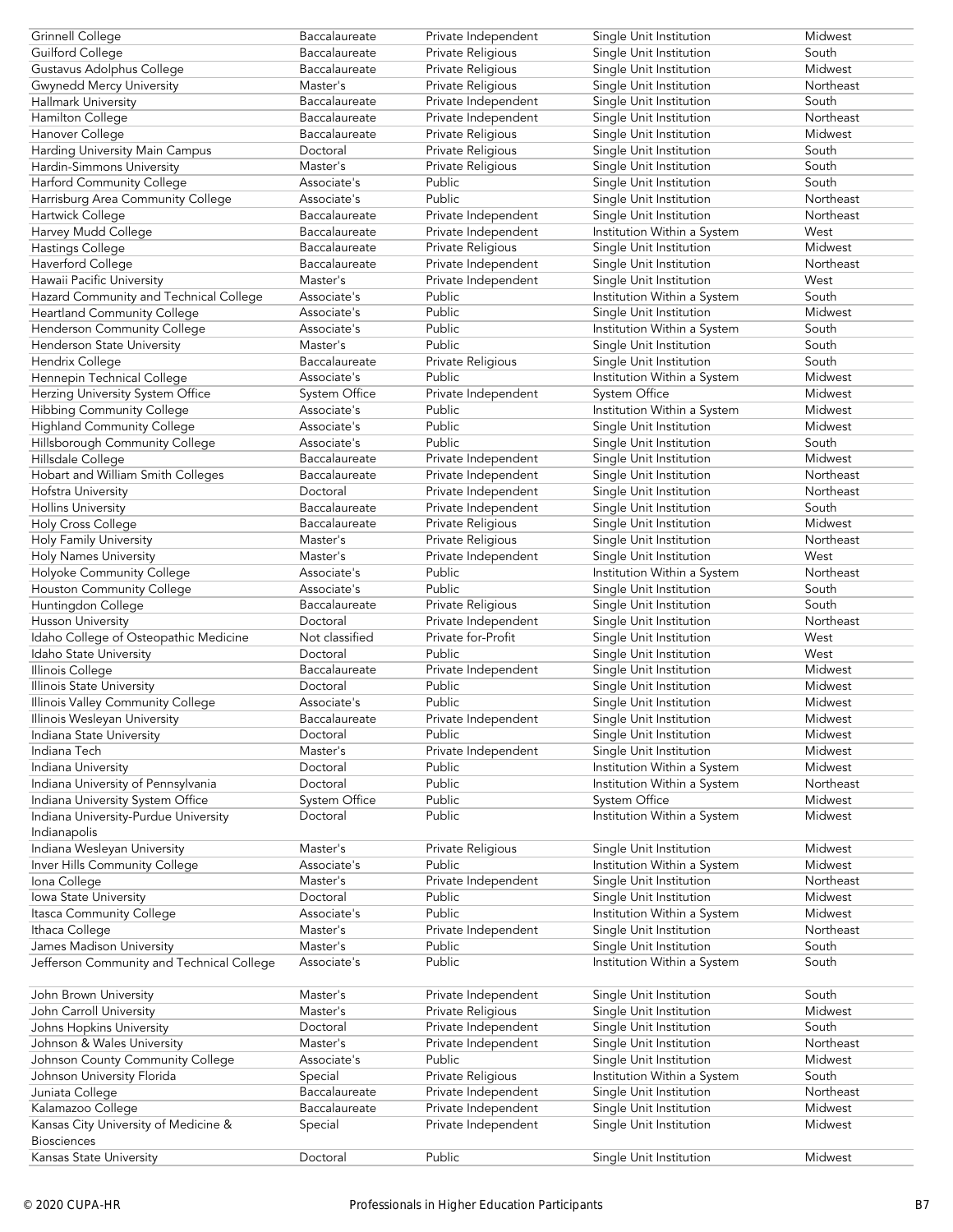| | | | | |
|---|---|---|---|---|
| Grinnell College | Baccalaureate | Private Independent | Single Unit Institution | Midwest |
| Guilford College | Baccalaureate | Private Religious | Single Unit Institution | South |
| Gustavus Adolphus College | Baccalaureate | Private Religious | Single Unit Institution | Midwest |
| Gwynedd Mercy University | Master's | Private Religious | Single Unit Institution | Northeast |
| Hallmark University | Baccalaureate | Private Independent | Single Unit Institution | South |
| Hamilton College | Baccalaureate | Private Independent | Single Unit Institution | Northeast |
| Hanover College | Baccalaureate | Private Religious | Single Unit Institution | Midwest |
| Harding University Main Campus | Doctoral | Private Religious | Single Unit Institution | South |
| Hardin-Simmons University | Master's | Private Religious | Single Unit Institution | South |
| Harford Community College | Associate's | Public | Single Unit Institution | South |
| Harrisburg Area Community College | Associate's | Public | Single Unit Institution | Northeast |
| Hartwick College | Baccalaureate | Private Independent | Single Unit Institution | Northeast |
| Harvey Mudd College | Baccalaureate | Private Independent | Institution Within a System | West |
| Hastings College | Baccalaureate | Private Religious | Single Unit Institution | Midwest |
| Haverford College | Baccalaureate | Private Independent | Single Unit Institution | Northeast |
| Hawaii Pacific University | Master's | Private Independent | Single Unit Institution | West |
| Hazard Community and Technical College | Associate's | Public | Institution Within a System | South |
| Heartland Community College | Associate's | Public | Single Unit Institution | Midwest |
| Henderson Community College | Associate's | Public | Institution Within a System | South |
| Henderson State University | Master's | Public | Single Unit Institution | South |
| Hendrix College | Baccalaureate | Private Religious | Single Unit Institution | South |
| Hennepin Technical College | Associate's | Public | Institution Within a System | Midwest |
| Herzing University System Office | System Office | Private Independent | System Office | Midwest |
| Hibbing Community College | Associate's | Public | Institution Within a System | Midwest |
| Highland Community College | Associate's | Public | Single Unit Institution | Midwest |
| Hillsborough Community College | Associate's | Public | Single Unit Institution | South |
| Hillsdale College | Baccalaureate | Private Independent | Single Unit Institution | Midwest |
| Hobart and William Smith Colleges | Baccalaureate | Private Independent | Single Unit Institution | Northeast |
| Hofstra University | Doctoral | Private Independent | Single Unit Institution | Northeast |
| Hollins University | Baccalaureate | Private Independent | Single Unit Institution | South |
| Holy Cross College | Baccalaureate | Private Religious | Single Unit Institution | Midwest |
| Holy Family University | Master's | Private Religious | Single Unit Institution | Northeast |
| Holy Names University | Master's | Private Independent | Single Unit Institution | West |
| Holyoke Community College | Associate's | Public | Institution Within a System | Northeast |
| Houston Community College | Associate's | Public | Single Unit Institution | South |
| Huntingdon College | Baccalaureate | Private Religious | Single Unit Institution | South |
| Husson University | Doctoral | Private Independent | Single Unit Institution | Northeast |
| Idaho College of Osteopathic Medicine | Not classified | Private for-Profit | Single Unit Institution | West |
| Idaho State University | Doctoral | Public | Single Unit Institution | West |
| Illinois College | Baccalaureate | Private Independent | Single Unit Institution | Midwest |
| Illinois State University | Doctoral | Public | Single Unit Institution | Midwest |
| Illinois Valley Community College | Associate's | Public | Single Unit Institution | Midwest |
| Illinois Wesleyan University | Baccalaureate | Private Independent | Single Unit Institution | Midwest |
| Indiana State University | Doctoral | Public | Single Unit Institution | Midwest |
| Indiana Tech | Master's | Private Independent | Single Unit Institution | Midwest |
| Indiana University | Doctoral | Public | Institution Within a System | Midwest |
| Indiana University of Pennsylvania | Doctoral | Public | Institution Within a System | Northeast |
| Indiana University System Office | System Office | Public | System Office | Midwest |
| Indiana University-Purdue University Indianapolis | Doctoral | Public | Institution Within a System | Midwest |
| Indiana Wesleyan University | Master's | Private Religious | Single Unit Institution | Midwest |
| Inver Hills Community College | Associate's | Public | Institution Within a System | Midwest |
| Iona College | Master's | Private Independent | Single Unit Institution | Northeast |
| Iowa State University | Doctoral | Public | Single Unit Institution | Midwest |
| Itasca Community College | Associate's | Public | Institution Within a System | Midwest |
| Ithaca College | Master's | Private Independent | Single Unit Institution | Northeast |
| James Madison University | Master's | Public | Single Unit Institution | South |
| Jefferson Community and Technical College | Associate's | Public | Institution Within a System | South |
| John Brown University | Master's | Private Independent | Single Unit Institution | South |
| John Carroll University | Master's | Private Religious | Single Unit Institution | Midwest |
| Johns Hopkins University | Doctoral | Private Independent | Single Unit Institution | South |
| Johnson & Wales University | Master's | Private Independent | Single Unit Institution | Northeast |
| Johnson County Community College | Associate's | Public | Single Unit Institution | Midwest |
| Johnson University Florida | Special | Private Religious | Institution Within a System | South |
| Juniata College | Baccalaureate | Private Independent | Single Unit Institution | Northeast |
| Kalamazoo College | Baccalaureate | Private Independent | Single Unit Institution | Midwest |
| Kansas City University of Medicine & Biosciences | Special | Private Independent | Single Unit Institution | Midwest |
| Kansas State University | Doctoral | Public | Single Unit Institution | Midwest |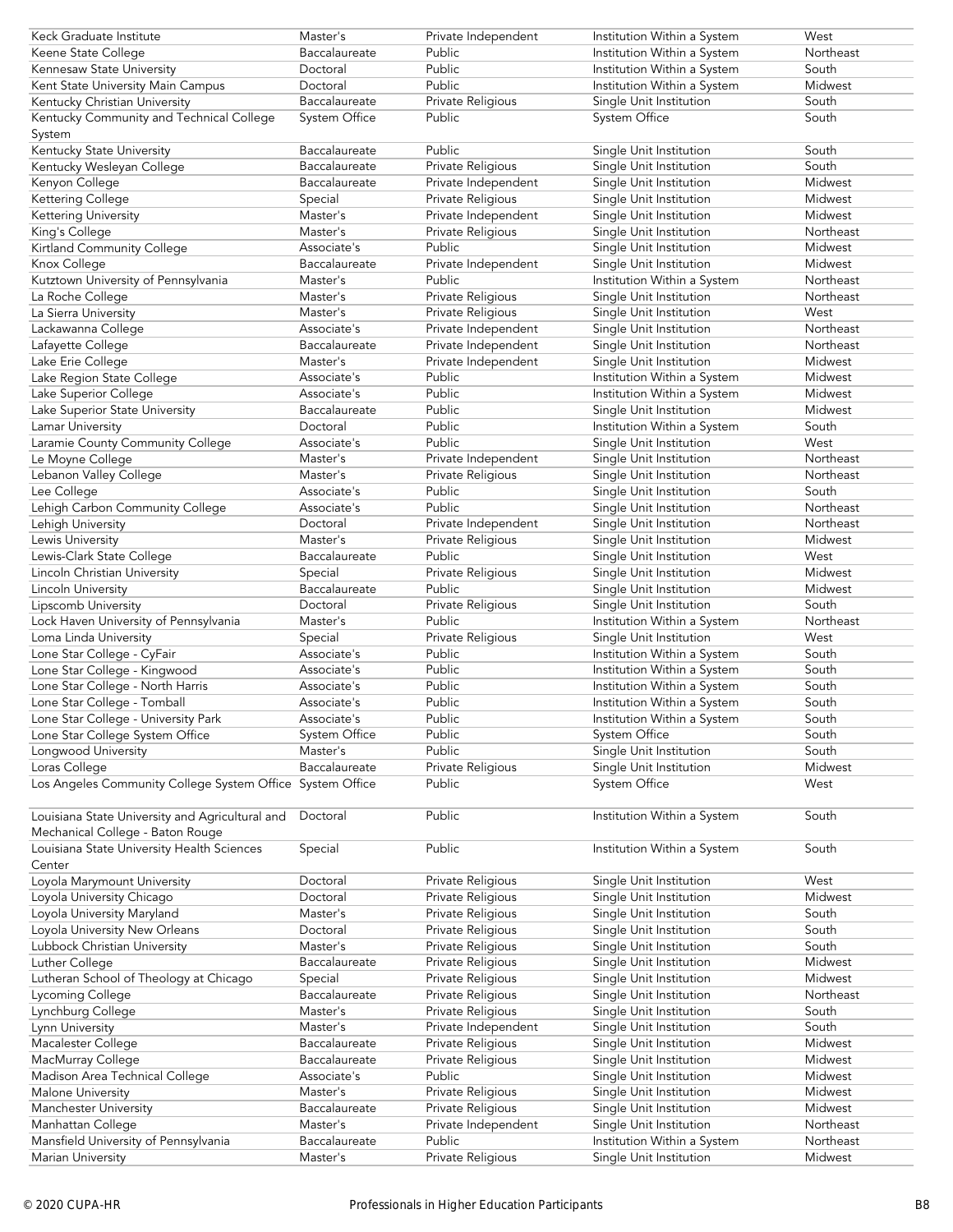| | | | | |
|---|---|---|---|---|
| Keck Graduate Institute | Master's | Private Independent | Institution Within a System | West |
| Keene State College | Baccalaureate | Public | Institution Within a System | Northeast |
| Kennesaw State University | Doctoral | Public | Institution Within a System | South |
| Kent State University Main Campus | Doctoral | Public | Institution Within a System | Midwest |
| Kentucky Christian University | Baccalaureate | Private Religious | Single Unit Institution | South |
| Kentucky Community and Technical College System | System Office | Public | System Office | South |
| Kentucky State University | Baccalaureate | Public | Single Unit Institution | South |
| Kentucky Wesleyan College | Baccalaureate | Private Religious | Single Unit Institution | South |
| Kenyon College | Baccalaureate | Private Independent | Single Unit Institution | Midwest |
| Kettering College | Special | Private Religious | Single Unit Institution | Midwest |
| Kettering University | Master's | Private Independent | Single Unit Institution | Midwest |
| King's College | Master's | Private Religious | Single Unit Institution | Northeast |
| Kirtland Community College | Associate's | Public | Single Unit Institution | Midwest |
| Knox College | Baccalaureate | Private Independent | Single Unit Institution | Midwest |
| Kutztown University of Pennsylvania | Master's | Public | Institution Within a System | Northeast |
| La Roche College | Master's | Private Religious | Single Unit Institution | Northeast |
| La Sierra University | Master's | Private Religious | Single Unit Institution | West |
| Lackawanna College | Associate's | Private Independent | Single Unit Institution | Northeast |
| Lafayette College | Baccalaureate | Private Independent | Single Unit Institution | Northeast |
| Lake Erie College | Master's | Private Independent | Single Unit Institution | Midwest |
| Lake Region State College | Associate's | Public | Institution Within a System | Midwest |
| Lake Superior College | Associate's | Public | Institution Within a System | Midwest |
| Lake Superior State University | Baccalaureate | Public | Single Unit Institution | Midwest |
| Lamar University | Doctoral | Public | Institution Within a System | South |
| Laramie County Community College | Associate's | Public | Single Unit Institution | West |
| Le Moyne College | Master's | Private Independent | Single Unit Institution | Northeast |
| Lebanon Valley College | Master's | Private Religious | Single Unit Institution | Northeast |
| Lee College | Associate's | Public | Single Unit Institution | South |
| Lehigh Carbon Community College | Associate's | Public | Single Unit Institution | Northeast |
| Lehigh University | Doctoral | Private Independent | Single Unit Institution | Northeast |
| Lewis University | Master's | Private Religious | Single Unit Institution | Midwest |
| Lewis-Clark State College | Baccalaureate | Public | Single Unit Institution | West |
| Lincoln Christian University | Special | Private Religious | Single Unit Institution | Midwest |
| Lincoln University | Baccalaureate | Public | Single Unit Institution | Midwest |
| Lipscomb University | Doctoral | Private Religious | Single Unit Institution | South |
| Lock Haven University of Pennsylvania | Master's | Public | Institution Within a System | Northeast |
| Loma Linda University | Special | Private Religious | Single Unit Institution | West |
| Lone Star College - CyFair | Associate's | Public | Institution Within a System | South |
| Lone Star College - Kingwood | Associate's | Public | Institution Within a System | South |
| Lone Star College - North Harris | Associate's | Public | Institution Within a System | South |
| Lone Star College - Tomball | Associate's | Public | Institution Within a System | South |
| Lone Star College - University Park | Associate's | Public | Institution Within a System | South |
| Lone Star College System Office | System Office | Public | System Office | South |
| Longwood University | Master's | Public | Single Unit Institution | South |
| Loras College | Baccalaureate | Private Religious | Single Unit Institution | Midwest |
| Los Angeles Community College System Office | System Office | Public | System Office | West |
| Louisiana State University and Agricultural and Mechanical College - Baton Rouge | Doctoral | Public | Institution Within a System | South |
| Louisiana State University Health Sciences Center | Special | Public | Institution Within a System | South |
| Loyola Marymount University | Doctoral | Private Religious | Single Unit Institution | West |
| Loyola University Chicago | Doctoral | Private Religious | Single Unit Institution | Midwest |
| Loyola University Maryland | Master's | Private Religious | Single Unit Institution | South |
| Loyola University New Orleans | Doctoral | Private Religious | Single Unit Institution | South |
| Lubbock Christian University | Master's | Private Religious | Single Unit Institution | South |
| Luther College | Baccalaureate | Private Religious | Single Unit Institution | Midwest |
| Lutheran School of Theology at Chicago | Special | Private Religious | Single Unit Institution | Midwest |
| Lycoming College | Baccalaureate | Private Religious | Single Unit Institution | Northeast |
| Lynchburg College | Master's | Private Religious | Single Unit Institution | South |
| Lynn University | Master's | Private Independent | Single Unit Institution | South |
| Macalester College | Baccalaureate | Private Religious | Single Unit Institution | Midwest |
| MacMurray College | Baccalaureate | Private Religious | Single Unit Institution | Midwest |
| Madison Area Technical College | Associate's | Public | Single Unit Institution | Midwest |
| Malone University | Master's | Private Religious | Single Unit Institution | Midwest |
| Manchester University | Baccalaureate | Private Religious | Single Unit Institution | Midwest |
| Manhattan College | Master's | Private Independent | Single Unit Institution | Northeast |
| Mansfield University of Pennsylvania | Baccalaureate | Public | Institution Within a System | Northeast |
| Marian University | Master's | Private Religious | Single Unit Institution | Midwest |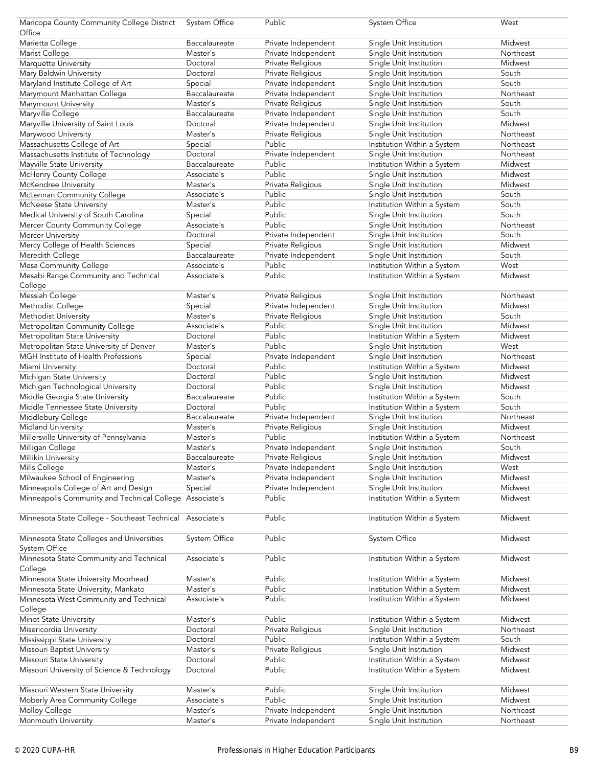| | | | | |
|---|---|---|---|---|
| Maricopa County Community College District Office | System Office | Public | System Office | West |
| Marietta College | Baccalaureate | Private Independent | Single Unit Institution | Midwest |
| Marist College | Master's | Private Independent | Single Unit Institution | Northeast |
| Marquette University | Doctoral | Private Religious | Single Unit Institution | Midwest |
| Mary Baldwin University | Doctoral | Private Independent | Single Unit Institution | South |
| Maryland Institute College of Art | Special | Private Independent | Single Unit Institution | South |
| Marymount Manhattan College | Baccalaureate | Private Independent | Single Unit Institution | Northeast |
| Marymount University | Master's | Private Religious | Single Unit Institution | South |
| Maryville College | Baccalaureate | Private Independent | Single Unit Institution | South |
| Maryville University of Saint Louis | Doctoral | Private Independent | Single Unit Institution | Midwest |
| Marywood University | Master's | Private Religious | Single Unit Institution | Northeast |
| Massachusetts College of Art | Special | Public | Institution Within a System | Northeast |
| Massachusetts Institute of Technology | Doctoral | Private Independent | Single Unit Institution | Northeast |
| Mayville State University | Baccalaureate | Public | Institution Within a System | Midwest |
| McHenry County College | Associate's | Public | Single Unit Institution | Midwest |
| McKendree University | Master's | Private Religious | Single Unit Institution | Midwest |
| McLennan Community College | Associate's | Public | Single Unit Institution | South |
| McNeese State University | Master's | Public | Institution Within a System | South |
| Medical University of South Carolina | Special | Public | Single Unit Institution | South |
| Mercer County Community College | Associate's | Public | Single Unit Institution | Northeast |
| Mercer University | Doctoral | Private Independent | Single Unit Institution | South |
| Mercy College of Health Sciences | Special | Private Religious | Single Unit Institution | Midwest |
| Meredith College | Baccalaureate | Private Independent | Single Unit Institution | South |
| Mesa Community College | Associate's | Public | Institution Within a System | West |
| Mesabi Range Community and Technical College | Associate's | Public | Institution Within a System | Midwest |
| Messiah College | Master's | Private Religious | Single Unit Institution | Northeast |
| Methodist College | Special | Private Independent | Single Unit Institution | Midwest |
| Methodist University | Master's | Private Religious | Single Unit Institution | South |
| Metropolitan Community College | Associate's | Public | Single Unit Institution | Midwest |
| Metropolitan State University | Doctoral | Public | Institution Within a System | Midwest |
| Metropolitan State University of Denver | Master's | Public | Single Unit Institution | West |
| MGH Institute of Health Professions | Special | Private Independent | Single Unit Institution | Northeast |
| Miami University | Doctoral | Public | Institution Within a System | Midwest |
| Michigan State University | Doctoral | Public | Single Unit Institution | Midwest |
| Michigan Technological University | Doctoral | Public | Single Unit Institution | Midwest |
| Middle Georgia State University | Baccalaureate | Public | Institution Within a System | South |
| Middle Tennessee State University | Doctoral | Public | Institution Within a System | South |
| Middlebury College | Baccalaureate | Private Independent | Single Unit Institution | Northeast |
| Midland University | Master's | Private Religious | Single Unit Institution | Midwest |
| Millersville University of Pennsylvania | Master's | Public | Institution Within a System | Northeast |
| Milligan College | Master's | Private Independent | Single Unit Institution | South |
| Millikin University | Baccalaureate | Private Religious | Single Unit Institution | Midwest |
| Mills College | Master's | Private Independent | Single Unit Institution | West |
| Milwaukee School of Engineering | Master's | Private Independent | Single Unit Institution | Midwest |
| Minneapolis College of Art and Design | Special | Private Independent | Single Unit Institution | Midwest |
| Minneapolis Community and Technical College | Associate's | Public | Institution Within a System | Midwest |
| Minnesota State College - Southeast Technical | Associate's | Public | Institution Within a System | Midwest |
| Minnesota State Colleges and Universities System Office | System Office | Public | System Office | Midwest |
| Minnesota State Community and Technical College | Associate's | Public | Institution Within a System | Midwest |
| Minnesota State University Moorhead | Master's | Public | Institution Within a System | Midwest |
| Minnesota State University, Mankato | Master's | Public | Institution Within a System | Midwest |
| Minnesota West Community and Technical College | Associate's | Public | Institution Within a System | Midwest |
| Minot State University | Master's | Public | Institution Within a System | Midwest |
| Misericordia University | Doctoral | Private Religious | Single Unit Institution | Northeast |
| Mississippi State University | Doctoral | Public | Institution Within a System | South |
| Missouri Baptist University | Master's | Private Religious | Single Unit Institution | Midwest |
| Missouri State University | Doctoral | Public | Institution Within a System | Midwest |
| Missouri University of Science & Technology | Doctoral | Public | Institution Within a System | Midwest |
| Missouri Western State University | Master's | Public | Single Unit Institution | Midwest |
| Moberly Area Community College | Associate's | Public | Single Unit Institution | Midwest |
| Molloy College | Master's | Private Independent | Single Unit Institution | Northeast |
| Monmouth University | Master's | Private Independent | Single Unit Institution | Northeast |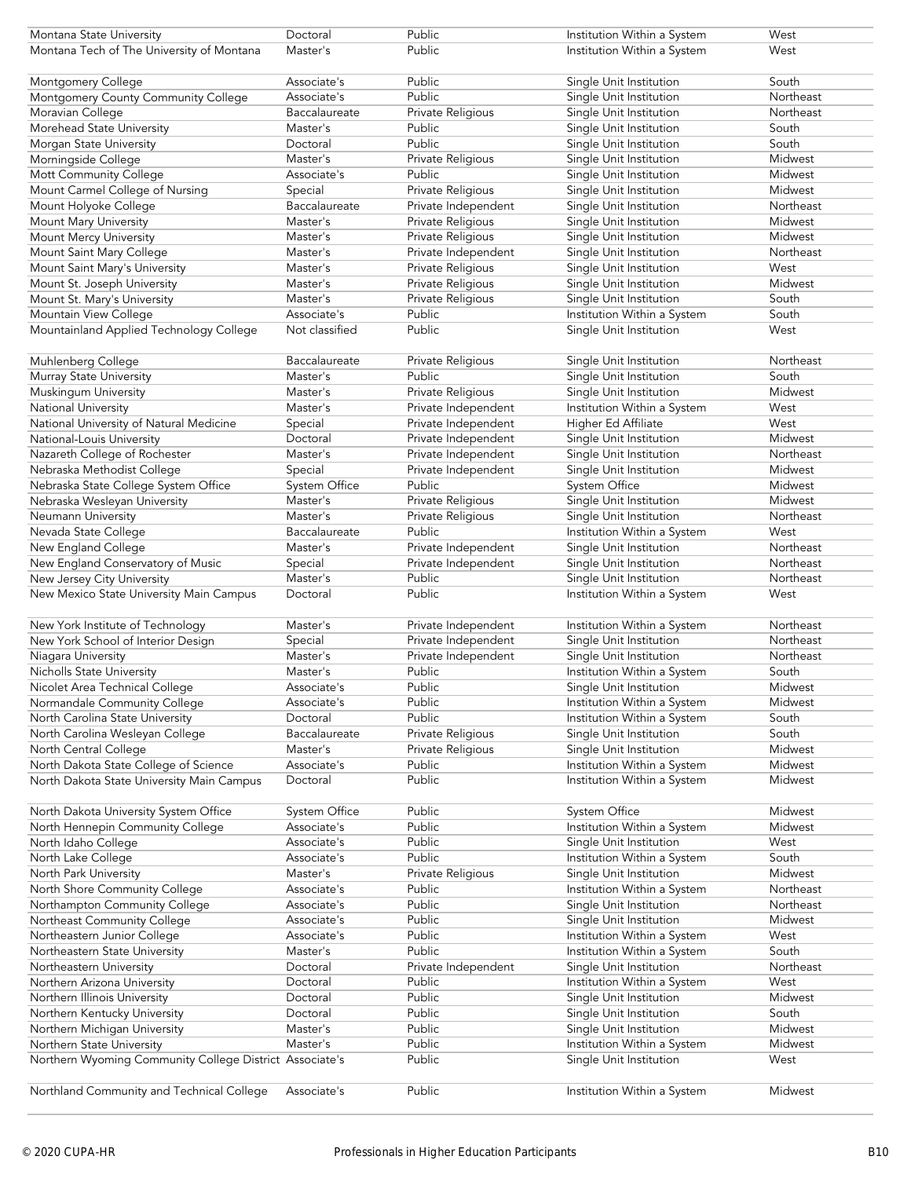| | | | | |
|---|---|---|---|---|
| Montana State University | Doctoral | Public | Institution Within a System | West |
| Montana Tech of The University of Montana | Master's | Public | Institution Within a System | West |
| Montgomery College | Associate's | Public | Single Unit Institution | South |
| Montgomery County Community College | Associate's | Public | Single Unit Institution | Northeast |
| Moravian College | Baccalaureate | Private Religious | Single Unit Institution | Northeast |
| Morehead State University | Master's | Public | Single Unit Institution | South |
| Morgan State University | Doctoral | Public | Single Unit Institution | South |
| Morningside College | Master's | Private Religious | Single Unit Institution | Midwest |
| Mott Community College | Associate's | Public | Single Unit Institution | Midwest |
| Mount Carmel College of Nursing | Special | Private Religious | Single Unit Institution | Midwest |
| Mount Holyoke College | Baccalaureate | Private Independent | Single Unit Institution | Northeast |
| Mount Mary University | Master's | Private Religious | Single Unit Institution | Midwest |
| Mount Mercy University | Master's | Private Religious | Single Unit Institution | Midwest |
| Mount Saint Mary College | Master's | Private Independent | Single Unit Institution | Northeast |
| Mount Saint Mary's University | Master's | Private Religious | Single Unit Institution | West |
| Mount St. Joseph University | Master's | Private Religious | Single Unit Institution | Midwest |
| Mount St. Mary's University | Master's | Private Religious | Single Unit Institution | South |
| Mountain View College | Associate's | Public | Institution Within a System | South |
| Mountainland Applied Technology College | Not classified | Public | Single Unit Institution | West |
| Muhlenberg College | Baccalaureate | Private Religious | Single Unit Institution | Northeast |
| Murray State University | Master's | Public | Single Unit Institution | South |
| Muskingum University | Master's | Private Religious | Single Unit Institution | Midwest |
| National University | Master's | Private Independent | Institution Within a System | West |
| National University of Natural Medicine | Special | Private Independent | Higher Ed Affiliate | West |
| National-Louis University | Doctoral | Private Independent | Single Unit Institution | Midwest |
| Nazareth College of Rochester | Master's | Private Independent | Single Unit Institution | Northeast |
| Nebraska Methodist College | Special | Private Independent | Single Unit Institution | Midwest |
| Nebraska State College System Office | System Office | Public | System Office | Midwest |
| Nebraska Wesleyan University | Master's | Private Religious | Single Unit Institution | Midwest |
| Neumann University | Master's | Private Religious | Single Unit Institution | Northeast |
| Nevada State College | Baccalaureate | Public | Institution Within a System | West |
| New England College | Master's | Private Independent | Single Unit Institution | Northeast |
| New England Conservatory of Music | Special | Private Independent | Single Unit Institution | Northeast |
| New Jersey City University | Master's | Public | Single Unit Institution | Northeast |
| New Mexico State University Main Campus | Doctoral | Public | Institution Within a System | West |
| New York Institute of Technology | Master's | Private Independent | Institution Within a System | Northeast |
| New York School of Interior Design | Special | Private Independent | Single Unit Institution | Northeast |
| Niagara University | Master's | Private Independent | Single Unit Institution | Northeast |
| Nicholls State University | Master's | Public | Institution Within a System | South |
| Nicolet Area Technical College | Associate's | Public | Single Unit Institution | Midwest |
| Normandale Community College | Associate's | Public | Institution Within a System | Midwest |
| North Carolina State University | Doctoral | Public | Institution Within a System | South |
| North Carolina Wesleyan College | Baccalaureate | Private Religious | Single Unit Institution | South |
| North Central College | Master's | Private Religious | Single Unit Institution | Midwest |
| North Dakota State College of Science | Associate's | Public | Institution Within a System | Midwest |
| North Dakota State University Main Campus | Doctoral | Public | Institution Within a System | Midwest |
| North Dakota University System Office | System Office | Public | System Office | Midwest |
| North Hennepin Community College | Associate's | Public | Institution Within a System | Midwest |
| North Idaho College | Associate's | Public | Single Unit Institution | West |
| North Lake College | Associate's | Public | Institution Within a System | South |
| North Park University | Master's | Private Religious | Single Unit Institution | Midwest |
| North Shore Community College | Associate's | Public | Institution Within a System | Northeast |
| Northampton Community College | Associate's | Public | Single Unit Institution | Northeast |
| Northeast Community College | Associate's | Public | Single Unit Institution | Midwest |
| Northeastern Junior College | Associate's | Public | Institution Within a System | West |
| Northeastern State University | Master's | Public | Institution Within a System | South |
| Northeastern University | Doctoral | Private Independent | Single Unit Institution | Northeast |
| Northern Arizona University | Doctoral | Public | Institution Within a System | West |
| Northern Illinois University | Doctoral | Public | Single Unit Institution | Midwest |
| Northern Kentucky University | Doctoral | Public | Single Unit Institution | South |
| Northern Michigan University | Master's | Public | Single Unit Institution | Midwest |
| Northern State University | Master's | Public | Institution Within a System | Midwest |
| Northern Wyoming Community College District | Associate's | Public | Single Unit Institution | West |
| Northland Community and Technical College | Associate's | Public | Institution Within a System | Midwest |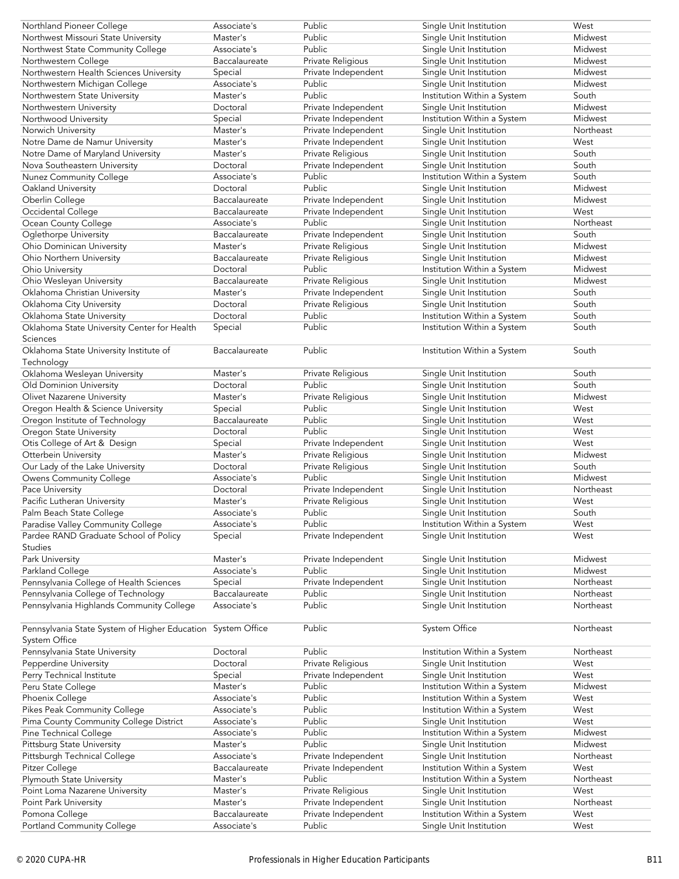| | | | | |
|---|---|---|---|---|
| Northland Pioneer College | Associate's | Public | Single Unit Institution | West |
| Northwest Missouri State University | Master's | Public | Single Unit Institution | Midwest |
| Northwest State Community College | Associate's | Public | Single Unit Institution | Midwest |
| Northwestern College | Baccalaureate | Private Religious | Single Unit Institution | Midwest |
| Northwestern Health Sciences University | Special | Private Independent | Single Unit Institution | Midwest |
| Northwestern Michigan College | Associate's | Public | Single Unit Institution | Midwest |
| Northwestern State University | Master's | Public | Institution Within a System | South |
| Northwestern University | Doctoral | Private Independent | Single Unit Institution | Midwest |
| Northwood University | Special | Private Independent | Institution Within a System | Midwest |
| Norwich University | Master's | Private Independent | Single Unit Institution | Northeast |
| Notre Dame de Namur University | Master's | Private Independent | Single Unit Institution | West |
| Notre Dame of Maryland University | Master's | Private Religious | Single Unit Institution | South |
| Nova Southeastern University | Doctoral | Private Independent | Single Unit Institution | South |
| Nunez Community College | Associate's | Public | Institution Within a System | South |
| Oakland University | Doctoral | Public | Single Unit Institution | Midwest |
| Oberlin College | Baccalaureate | Private Independent | Single Unit Institution | Midwest |
| Occidental College | Baccalaureate | Private Independent | Single Unit Institution | West |
| Ocean County College | Associate's | Public | Single Unit Institution | Northeast |
| Oglethorpe University | Baccalaureate | Private Independent | Single Unit Institution | South |
| Ohio Dominican University | Master's | Private Religious | Single Unit Institution | Midwest |
| Ohio Northern University | Baccalaureate | Private Religious | Single Unit Institution | Midwest |
| Ohio University | Doctoral | Public | Institution Within a System | Midwest |
| Ohio Wesleyan University | Baccalaureate | Private Religious | Single Unit Institution | Midwest |
| Oklahoma Christian University | Master's | Private Independent | Single Unit Institution | South |
| Oklahoma City University | Doctoral | Private Religious | Single Unit Institution | South |
| Oklahoma State University | Doctoral | Public | Institution Within a System | South |
| Oklahoma State University Center for Health Sciences | Special | Public | Institution Within a System | South |
| Oklahoma State University Institute of Technology | Baccalaureate | Public | Institution Within a System | South |
| Oklahoma Wesleyan University | Master's | Private Religious | Single Unit Institution | South |
| Old Dominion University | Doctoral | Public | Single Unit Institution | South |
| Olivet Nazarene University | Master's | Private Religious | Single Unit Institution | Midwest |
| Oregon Health & Science University | Special | Public | Single Unit Institution | West |
| Oregon Institute of Technology | Baccalaureate | Public | Single Unit Institution | West |
| Oregon State University | Doctoral | Public | Single Unit Institution | West |
| Otis College of Art & Design | Special | Private Independent | Single Unit Institution | West |
| Otterbein University | Master's | Private Religious | Single Unit Institution | Midwest |
| Our Lady of the Lake University | Doctoral | Private Religious | Single Unit Institution | South |
| Owens Community College | Associate's | Public | Single Unit Institution | Midwest |
| Pace University | Doctoral | Private Independent | Single Unit Institution | Northeast |
| Pacific Lutheran University | Master's | Private Religious | Single Unit Institution | West |
| Palm Beach State College | Associate's | Public | Single Unit Institution | South |
| Paradise Valley Community College | Associate's | Public | Institution Within a System | West |
| Pardee RAND Graduate School of Policy Studies | Special | Private Independent | Single Unit Institution | West |
| Park University | Master's | Private Independent | Single Unit Institution | Midwest |
| Parkland College | Associate's | Public | Single Unit Institution | Midwest |
| Pennsylvania College of Health Sciences | Special | Private Independent | Single Unit Institution | Northeast |
| Pennsylvania College of Technology | Baccalaureate | Public | Single Unit Institution | Northeast |
| Pennsylvania Highlands Community College | Associate's | Public | Single Unit Institution | Northeast |
| Pennsylvania State System of Higher Education System Office | System Office | Public | System Office | Northeast |
| Pennsylvania State University | Doctoral | Public | Institution Within a System | Northeast |
| Pepperdine University | Doctoral | Private Religious | Single Unit Institution | West |
| Perry Technical Institute | Special | Private Independent | Single Unit Institution | West |
| Peru State College | Master's | Public | Institution Within a System | Midwest |
| Phoenix College | Associate's | Public | Institution Within a System | West |
| Pikes Peak Community College | Associate's | Public | Institution Within a System | West |
| Pima County Community College District | Associate's | Public | Single Unit Institution | West |
| Pine Technical College | Associate's | Public | Institution Within a System | Midwest |
| Pittsburg State University | Master's | Public | Single Unit Institution | Midwest |
| Pittsburgh Technical College | Associate's | Private Independent | Single Unit Institution | Northeast |
| Pitzer College | Baccalaureate | Private Independent | Institution Within a System | West |
| Plymouth State University | Master's | Public | Institution Within a System | Northeast |
| Point Loma Nazarene University | Master's | Private Religious | Single Unit Institution | West |
| Point Park University | Master's | Private Independent | Single Unit Institution | Northeast |
| Pomona College | Baccalaureate | Private Independent | Institution Within a System | West |
| Portland Community College | Associate's | Public | Single Unit Institution | West |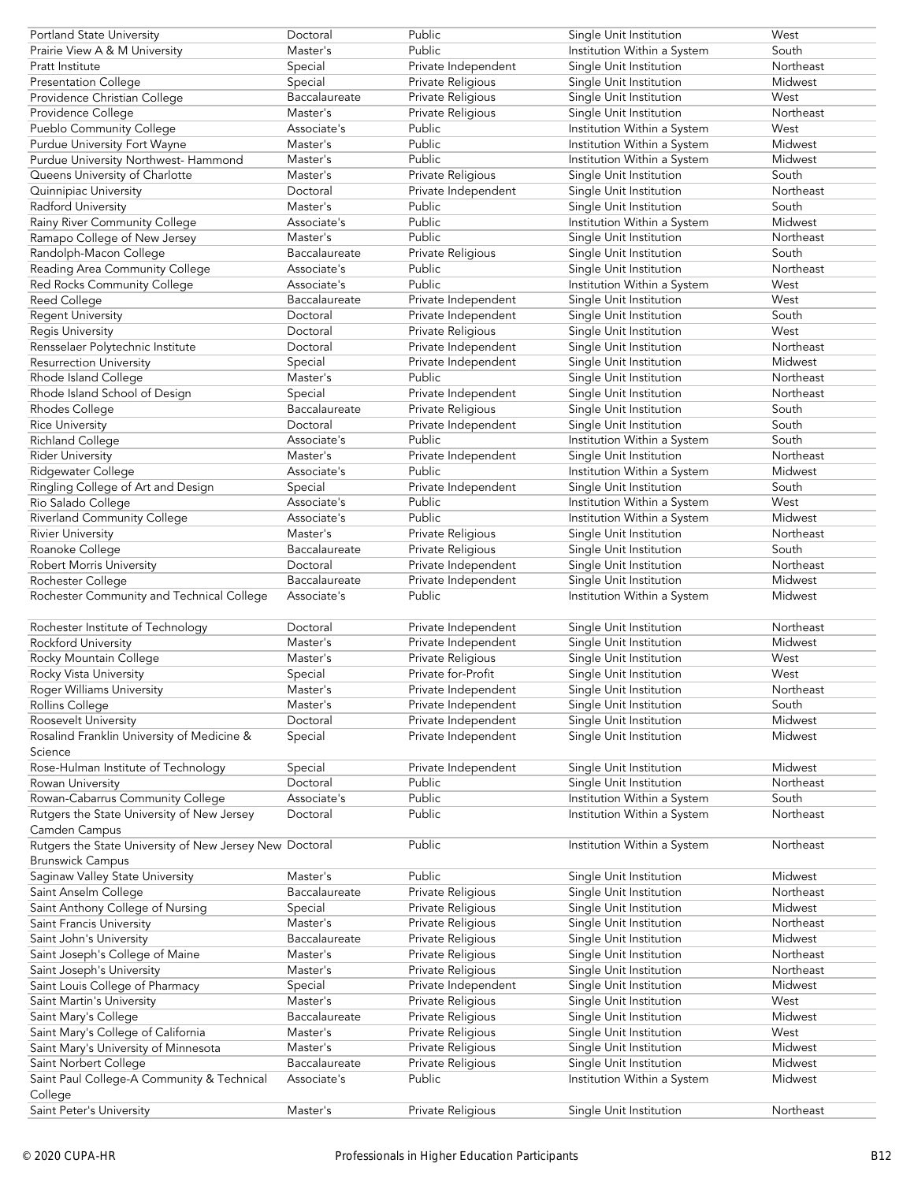| | | | | |
|---|---|---|---|---|
| Portland State University | Doctoral | Public | Single Unit Institution | West |
| Prairie View A & M University | Master's | Public | Institution Within a System | South |
| Pratt Institute | Special | Private Independent | Single Unit Institution | Northeast |
| Presentation College | Special | Private Religious | Single Unit Institution | Midwest |
| Providence Christian College | Baccalaureate | Private Religious | Single Unit Institution | West |
| Providence College | Master's | Private Religious | Single Unit Institution | Northeast |
| Pueblo Community College | Associate's | Public | Institution Within a System | West |
| Purdue University Fort Wayne | Master's | Public | Institution Within a System | Midwest |
| Purdue University Northwest- Hammond | Master's | Public | Institution Within a System | Midwest |
| Queens University of Charlotte | Master's | Private Religious | Single Unit Institution | South |
| Quinnipiac University | Doctoral | Private Independent | Single Unit Institution | Northeast |
| Radford University | Master's | Public | Single Unit Institution | South |
| Rainy River Community College | Associate's | Public | Institution Within a System | Midwest |
| Ramapo College of New Jersey | Master's | Public | Single Unit Institution | Northeast |
| Randolph-Macon College | Baccalaureate | Private Religious | Single Unit Institution | South |
| Reading Area Community College | Associate's | Public | Single Unit Institution | Northeast |
| Red Rocks Community College | Associate's | Public | Institution Within a System | West |
| Reed College | Baccalaureate | Private Independent | Single Unit Institution | West |
| Regent University | Doctoral | Private Independent | Single Unit Institution | South |
| Regis University | Doctoral | Private Religious | Single Unit Institution | West |
| Rensselaer Polytechnic Institute | Doctoral | Private Independent | Single Unit Institution | Northeast |
| Resurrection University | Special | Private Independent | Single Unit Institution | Midwest |
| Rhode Island College | Master's | Public | Single Unit Institution | Northeast |
| Rhode Island School of Design | Special | Private Independent | Single Unit Institution | Northeast |
| Rhodes College | Baccalaureate | Private Religious | Single Unit Institution | South |
| Rice University | Doctoral | Private Independent | Single Unit Institution | South |
| Richland College | Associate's | Public | Institution Within a System | South |
| Rider University | Master's | Private Independent | Single Unit Institution | Northeast |
| Ridgewater College | Associate's | Public | Institution Within a System | Midwest |
| Ringling College of Art and Design | Special | Private Independent | Single Unit Institution | South |
| Rio Salado College | Associate's | Public | Institution Within a System | West |
| Riverland Community College | Associate's | Public | Institution Within a System | Midwest |
| Rivier University | Master's | Private Religious | Single Unit Institution | Northeast |
| Roanoke College | Baccalaureate | Private Religious | Single Unit Institution | South |
| Robert Morris University | Doctoral | Private Independent | Single Unit Institution | Northeast |
| Rochester College | Baccalaureate | Private Independent | Single Unit Institution | Midwest |
| Rochester Community and Technical College | Associate's | Public | Institution Within a System | Midwest |
| Rochester Institute of Technology | Doctoral | Private Independent | Single Unit Institution | Northeast |
| Rockford University | Master's | Private Independent | Single Unit Institution | Midwest |
| Rocky Mountain College | Master's | Private Religious | Single Unit Institution | West |
| Rocky Vista University | Special | Private for-Profit | Single Unit Institution | West |
| Roger Williams University | Master's | Private Independent | Single Unit Institution | Northeast |
| Rollins College | Master's | Private Independent | Single Unit Institution | South |
| Roosevelt University | Doctoral | Private Independent | Single Unit Institution | Midwest |
| Rosalind Franklin University of Medicine & Science | Special | Private Independent | Single Unit Institution | Midwest |
| Rose-Hulman Institute of Technology | Special | Private Independent | Single Unit Institution | Midwest |
| Rowan University | Doctoral | Public | Single Unit Institution | Northeast |
| Rowan-Cabarrus Community College | Associate's | Public | Institution Within a System | South |
| Rutgers the State University of New Jersey Camden Campus | Doctoral | Public | Institution Within a System | Northeast |
| Rutgers the State University of New Jersey New Brunswick Campus | Doctoral | Public | Institution Within a System | Northeast |
| Saginaw Valley State University | Master's | Public | Single Unit Institution | Midwest |
| Saint Anselm College | Baccalaureate | Private Religious | Single Unit Institution | Northeast |
| Saint Anthony College of Nursing | Special | Private Religious | Single Unit Institution | Midwest |
| Saint Francis University | Master's | Private Religious | Single Unit Institution | Northeast |
| Saint John's University | Baccalaureate | Private Religious | Single Unit Institution | Midwest |
| Saint Joseph's College of Maine | Master's | Private Religious | Single Unit Institution | Northeast |
| Saint Joseph's University | Master's | Private Religious | Single Unit Institution | Northeast |
| Saint Louis College of Pharmacy | Special | Private Independent | Single Unit Institution | Midwest |
| Saint Martin's University | Master's | Private Religious | Single Unit Institution | West |
| Saint Mary's College | Baccalaureate | Private Religious | Single Unit Institution | Midwest |
| Saint Mary's College of California | Master's | Private Religious | Single Unit Institution | West |
| Saint Mary's University of Minnesota | Master's | Private Religious | Single Unit Institution | Midwest |
| Saint Norbert College | Baccalaureate | Private Religious | Single Unit Institution | Midwest |
| Saint Paul College-A Community & Technical College | Associate's | Public | Institution Within a System | Midwest |
| Saint Peter's University | Master's | Private Religious | Single Unit Institution | Northeast |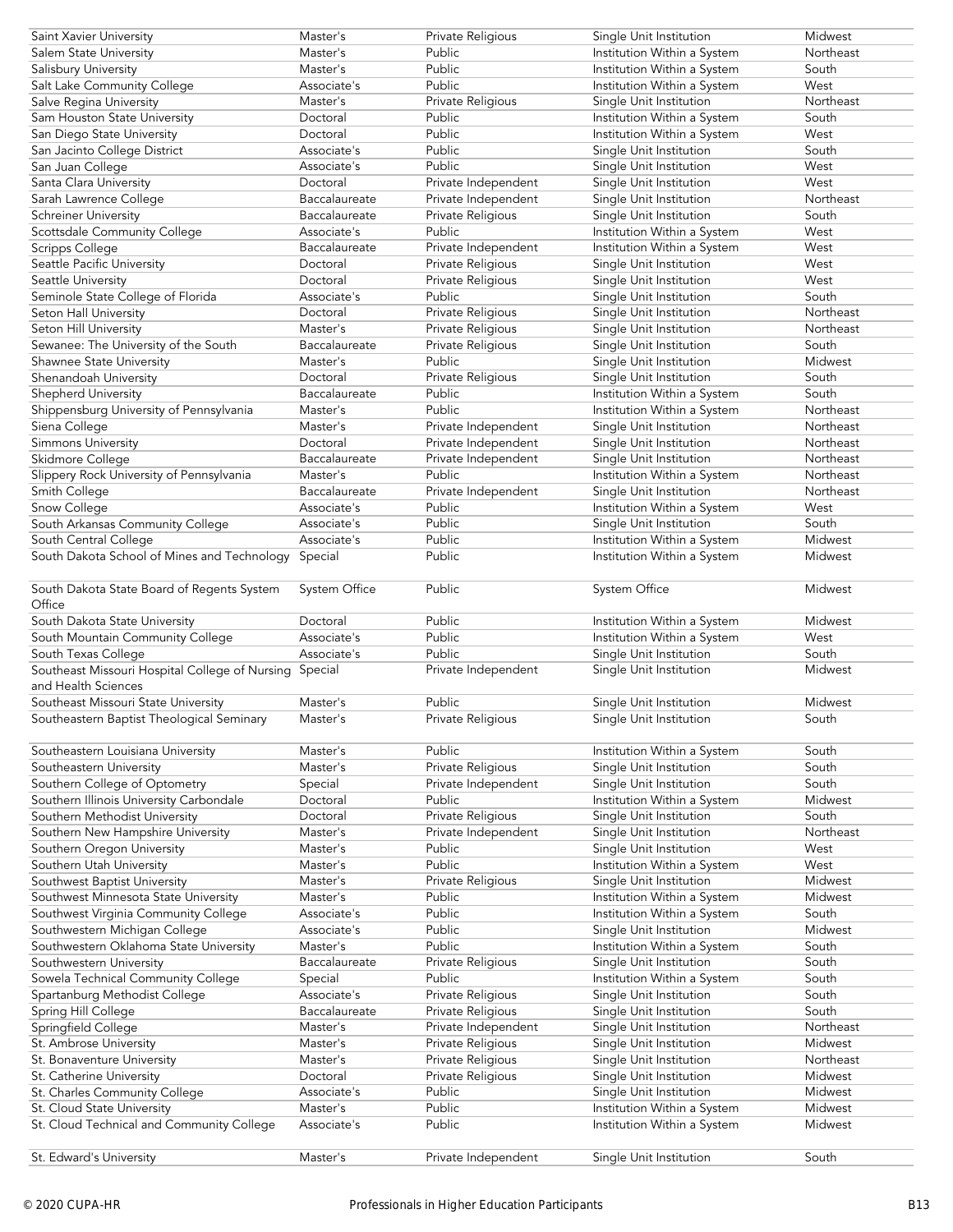| | | | | |
|---|---|---|---|---|
| Saint Xavier University | Master's | Private Religious | Single Unit Institution | Midwest |
| Salem State University | Master's | Public | Institution Within a System | Northeast |
| Salisbury University | Master's | Public | Institution Within a System | South |
| Salt Lake Community College | Associate's | Public | Institution Within a System | West |
| Salve Regina University | Master's | Private Religious | Single Unit Institution | Northeast |
| Sam Houston State University | Doctoral | Public | Institution Within a System | South |
| San Diego State University | Doctoral | Public | Institution Within a System | West |
| San Jacinto College District | Associate's | Public | Single Unit Institution | South |
| San Juan College | Associate's | Public | Single Unit Institution | West |
| Santa Clara University | Doctoral | Private Independent | Single Unit Institution | West |
| Sarah Lawrence College | Baccalaureate | Private Independent | Single Unit Institution | Northeast |
| Schreiner University | Baccalaureate | Private Religious | Single Unit Institution | South |
| Scottsdale Community College | Associate's | Public | Institution Within a System | West |
| Scripps College | Baccalaureate | Private Independent | Institution Within a System | West |
| Seattle Pacific University | Doctoral | Private Religious | Single Unit Institution | West |
| Seattle University | Doctoral | Private Religious | Single Unit Institution | West |
| Seminole State College of Florida | Associate's | Public | Single Unit Institution | South |
| Seton Hall University | Doctoral | Private Religious | Single Unit Institution | Northeast |
| Seton Hill University | Master's | Private Religious | Single Unit Institution | Northeast |
| Sewanee: The University of the South | Baccalaureate | Private Religious | Single Unit Institution | South |
| Shawnee State University | Master's | Public | Single Unit Institution | Midwest |
| Shenandoah University | Doctoral | Private Religious | Single Unit Institution | South |
| Shepherd University | Baccalaureate | Public | Institution Within a System | South |
| Shippensburg University of Pennsylvania | Master's | Public | Institution Within a System | Northeast |
| Siena College | Master's | Private Independent | Single Unit Institution | Northeast |
| Simmons University | Doctoral | Private Independent | Single Unit Institution | Northeast |
| Skidmore College | Baccalaureate | Private Independent | Single Unit Institution | Northeast |
| Slippery Rock University of Pennsylvania | Master's | Public | Institution Within a System | Northeast |
| Smith College | Baccalaureate | Private Independent | Single Unit Institution | Northeast |
| Snow College | Associate's | Public | Institution Within a System | West |
| South Arkansas Community College | Associate's | Public | Single Unit Institution | South |
| South Central College | Associate's | Public | Institution Within a System | Midwest |
| South Dakota School of Mines and Technology | Special | Public | Institution Within a System | Midwest |
| South Dakota State Board of Regents System Office | System Office | Public | System Office | Midwest |
| South Dakota State University | Doctoral | Public | Institution Within a System | Midwest |
| South Mountain Community College | Associate's | Public | Institution Within a System | West |
| South Texas College | Associate's | Public | Single Unit Institution | South |
| Southeast Missouri Hospital College of Nursing and Health Sciences | Special | Private Independent | Single Unit Institution | Midwest |
| Southeast Missouri State University | Master's | Public | Single Unit Institution | Midwest |
| Southeastern Baptist Theological Seminary | Master's | Private Religious | Single Unit Institution | South |
| Southeastern Louisiana University | Master's | Public | Institution Within a System | South |
| Southeastern University | Master's | Private Religious | Single Unit Institution | South |
| Southern College of Optometry | Special | Private Independent | Single Unit Institution | South |
| Southern Illinois University Carbondale | Doctoral | Public | Institution Within a System | Midwest |
| Southern Methodist University | Doctoral | Private Religious | Single Unit Institution | South |
| Southern New Hampshire University | Master's | Private Independent | Single Unit Institution | Northeast |
| Southern Oregon University | Master's | Public | Single Unit Institution | West |
| Southern Utah University | Master's | Public | Institution Within a System | West |
| Southwest Baptist University | Master's | Private Religious | Single Unit Institution | Midwest |
| Southwest Minnesota State University | Master's | Public | Institution Within a System | Midwest |
| Southwest Virginia Community College | Associate's | Public | Institution Within a System | South |
| Southwestern Michigan College | Associate's | Public | Single Unit Institution | Midwest |
| Southwestern Oklahoma State University | Master's | Public | Institution Within a System | South |
| Southwestern University | Baccalaureate | Private Religious | Single Unit Institution | South |
| Sowela Technical Community College | Special | Public | Institution Within a System | South |
| Spartanburg Methodist College | Associate's | Private Religious | Single Unit Institution | South |
| Spring Hill College | Baccalaureate | Private Religious | Single Unit Institution | South |
| Springfield College | Master's | Private Independent | Single Unit Institution | Northeast |
| St. Ambrose University | Master's | Private Religious | Single Unit Institution | Midwest |
| St. Bonaventure University | Master's | Private Religious | Single Unit Institution | Northeast |
| St. Catherine University | Doctoral | Private Religious | Single Unit Institution | Midwest |
| St. Charles Community College | Associate's | Public | Single Unit Institution | Midwest |
| St. Cloud State University | Master's | Public | Institution Within a System | Midwest |
| St. Cloud Technical and Community College | Associate's | Public | Institution Within a System | Midwest |
| St. Edward's University | Master's | Private Independent | Single Unit Institution | South |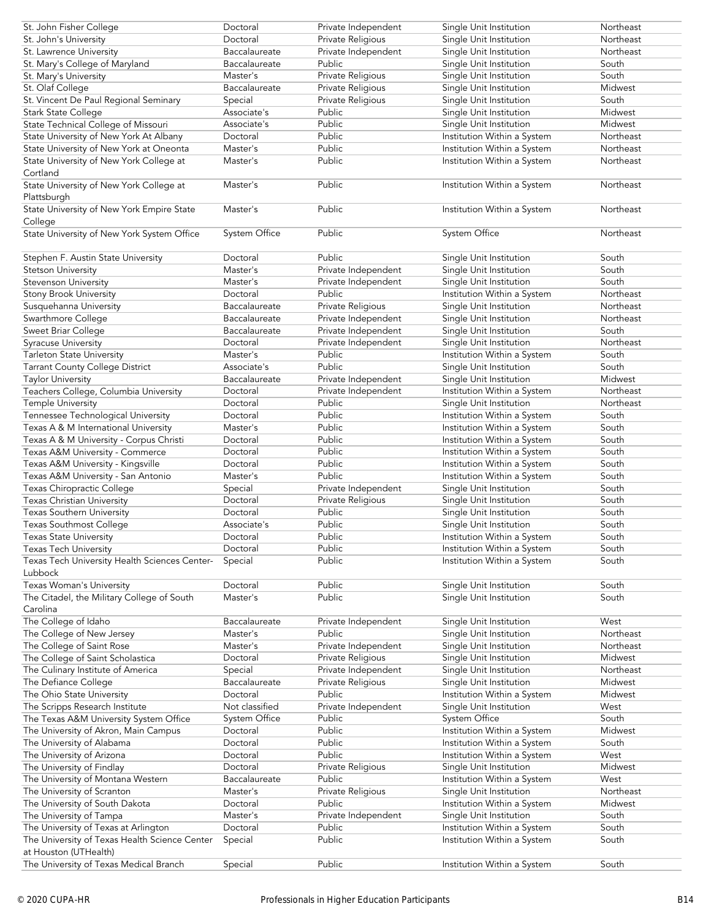| St. John Fisher College | Doctoral | Private Independent | Single Unit Institution | Northeast |
|---|---|---|---|---|
| St. John's University | Doctoral | Private Religious | Single Unit Institution | Northeast |
| St. Lawrence University | Baccalaureate | Private Independent | Single Unit Institution | Northeast |
| St. Mary's College of Maryland | Baccalaureate | Public | Single Unit Institution | South |
| St. Mary's University | Master's | Private Religious | Single Unit Institution | South |
| St. Olaf College | Baccalaureate | Private Religious | Single Unit Institution | Midwest |
| St. Vincent De Paul Regional Seminary | Special | Private Religious | Single Unit Institution | South |
| Stark State College | Associate's | Public | Single Unit Institution | Midwest |
| State Technical College of Missouri | Associate's | Public | Single Unit Institution | Midwest |
| State University of New York At Albany | Doctoral | Public | Institution Within a System | Northeast |
| State University of New York at Oneonta | Master's | Public | Institution Within a System | Northeast |
| State University of New York College at Cortland | Master's | Public | Institution Within a System | Northeast |
| State University of New York College at Plattsburgh | Master's | Public | Institution Within a System | Northeast |
| State University of New York Empire State College | Master's | Public | Institution Within a System | Northeast |
| State University of New York System Office | System Office | Public | System Office | Northeast |
| Stephen F. Austin State University | Doctoral | Public | Single Unit Institution | South |
| Stetson University | Master's | Private Independent | Single Unit Institution | South |
| Stevenson University | Master's | Private Independent | Single Unit Institution | South |
| Stony Brook University | Doctoral | Public | Institution Within a System | Northeast |
| Susquehanna University | Baccalaureate | Private Religious | Single Unit Institution | Northeast |
| Swarthmore College | Baccalaureate | Private Independent | Single Unit Institution | Northeast |
| Sweet Briar College | Baccalaureate | Private Independent | Single Unit Institution | South |
| Syracuse University | Doctoral | Private Independent | Single Unit Institution | Northeast |
| Tarleton State University | Master's | Public | Institution Within a System | South |
| Tarrant County College District | Associate's | Public | Single Unit Institution | South |
| Taylor University | Baccalaureate | Private Independent | Single Unit Institution | Midwest |
| Teachers College, Columbia University | Doctoral | Private Independent | Institution Within a System | Northeast |
| Temple University | Doctoral | Public | Single Unit Institution | Northeast |
| Tennessee Technological University | Doctoral | Public | Institution Within a System | South |
| Texas A & M International University | Master's | Public | Institution Within a System | South |
| Texas A & M University - Corpus Christi | Doctoral | Public | Institution Within a System | South |
| Texas A&M University - Commerce | Doctoral | Public | Institution Within a System | South |
| Texas A&M University - Kingsville | Doctoral | Public | Institution Within a System | South |
| Texas A&M University - San Antonio | Master's | Public | Institution Within a System | South |
| Texas Chiropractic College | Special | Private Independent | Single Unit Institution | South |
| Texas Christian University | Doctoral | Private Religious | Single Unit Institution | South |
| Texas Southern University | Doctoral | Public | Single Unit Institution | South |
| Texas Southmost College | Associate's | Public | Single Unit Institution | South |
| Texas State University | Doctoral | Public | Institution Within a System | South |
| Texas Tech University | Doctoral | Public | Institution Within a System | South |
| Texas Tech University Health Sciences Center-Lubbock | Special | Public | Institution Within a System | South |
| Texas Woman's University | Doctoral | Public | Single Unit Institution | South |
| The Citadel, the Military College of South Carolina | Master's | Public | Single Unit Institution | South |
| The College of Idaho | Baccalaureate | Private Independent | Single Unit Institution | West |
| The College of New Jersey | Master's | Public | Single Unit Institution | Northeast |
| The College of Saint Rose | Master's | Private Independent | Single Unit Institution | Northeast |
| The College of Saint Scholastica | Doctoral | Private Religious | Single Unit Institution | Midwest |
| The Culinary Institute of America | Special | Private Independent | Single Unit Institution | Northeast |
| The Defiance College | Baccalaureate | Private Religious | Single Unit Institution | Midwest |
| The Ohio State University | Doctoral | Public | Institution Within a System | Midwest |
| The Scripps Research Institute | Not classified | Private Independent | Single Unit Institution | West |
| The Texas A&M University System Office | System Office | Public | System Office | South |
| The University of Akron, Main Campus | Doctoral | Public | Institution Within a System | Midwest |
| The University of Alabama | Doctoral | Public | Institution Within a System | South |
| The University of Arizona | Doctoral | Public | Institution Within a System | West |
| The University of Findlay | Doctoral | Private Religious | Single Unit Institution | Midwest |
| The University of Montana Western | Baccalaureate | Public | Institution Within a System | West |
| The University of Scranton | Master's | Private Religious | Single Unit Institution | Northeast |
| The University of South Dakota | Doctoral | Public | Institution Within a System | Midwest |
| The University of Tampa | Master's | Private Independent | Single Unit Institution | South |
| The University of Texas at Arlington | Doctoral | Public | Institution Within a System | South |
| The University of Texas Health Science Center at Houston (UTHealth) | Special | Public | Institution Within a System | South |
| The University of Texas Medical Branch | Special | Public | Institution Within a System | South |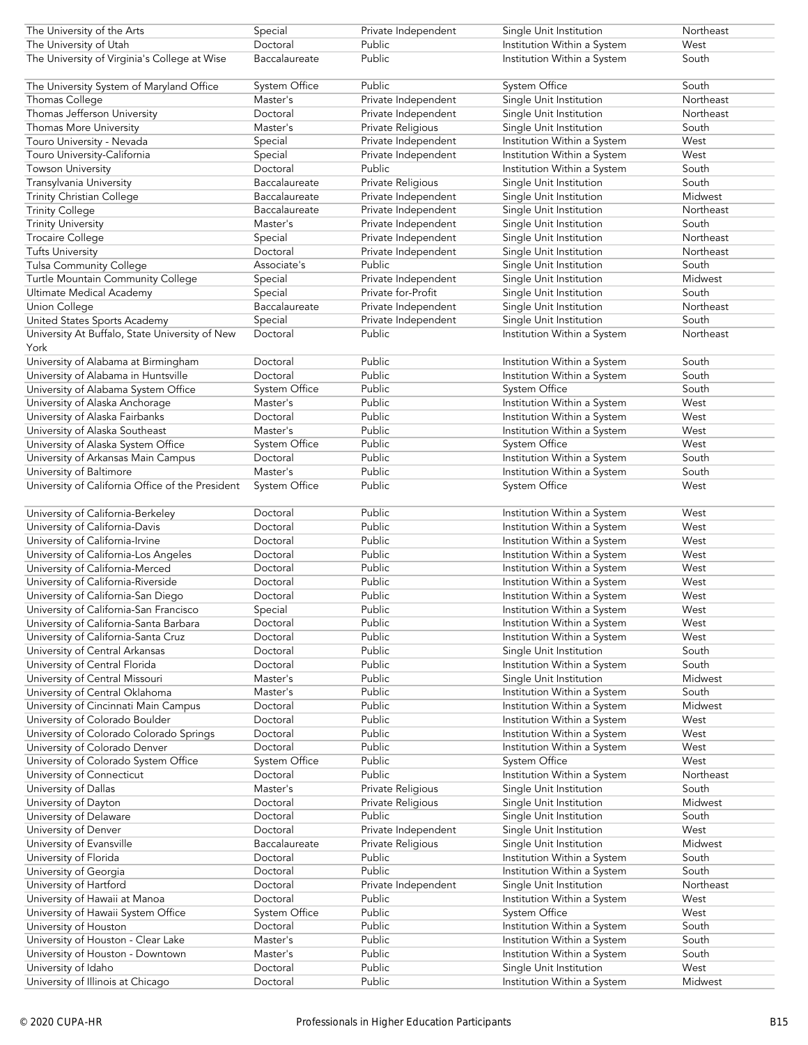| The University of the Arts | Special | Private Independent | Single Unit Institution | Northeast |
|---|---|---|---|---|
| The University of Utah | Doctoral | Public | Institution Within a System | West |
| The University of Virginia's College at Wise | Baccalaureate | Public | Institution Within a System | South |
| The University System of Maryland Office | System Office | Public | System Office | South |
| Thomas College | Master's | Private Independent | Single Unit Institution | Northeast |
| Thomas Jefferson University | Doctoral | Private Independent | Single Unit Institution | Northeast |
| Thomas More University | Master's | Private Religious | Single Unit Institution | South |
| Touro University - Nevada | Special | Private Independent | Institution Within a System | West |
| Touro University-California | Special | Private Independent | Institution Within a System | West |
| Towson University | Doctoral | Public | Institution Within a System | South |
| Transylvania University | Baccalaureate | Private Religious | Single Unit Institution | South |
| Trinity Christian College | Baccalaureate | Private Independent | Single Unit Institution | Midwest |
| Trinity College | Baccalaureate | Private Independent | Single Unit Institution | Northeast |
| Trinity University | Master's | Private Independent | Single Unit Institution | South |
| Trocaire College | Special | Private Independent | Single Unit Institution | Northeast |
| Tufts University | Doctoral | Private Independent | Single Unit Institution | Northeast |
| Tulsa Community College | Associate's | Public | Single Unit Institution | South |
| Turtle Mountain Community College | Special | Private Independent | Single Unit Institution | Midwest |
| Ultimate Medical Academy | Special | Private for-Profit | Single Unit Institution | South |
| Union College | Baccalaureate | Private Independent | Single Unit Institution | Northeast |
| United States Sports Academy | Special | Private Independent | Single Unit Institution | South |
| University At Buffalo, State University of New York | Doctoral | Public | Institution Within a System | Northeast |
| University of Alabama at Birmingham | Doctoral | Public | Institution Within a System | South |
| University of Alabama in Huntsville | Doctoral | Public | Institution Within a System | South |
| University of Alabama System Office | System Office | Public | System Office | South |
| University of Alaska Anchorage | Master's | Public | Institution Within a System | West |
| University of Alaska Fairbanks | Doctoral | Public | Institution Within a System | West |
| University of Alaska Southeast | Master's | Public | Institution Within a System | West |
| University of Alaska System Office | System Office | Public | System Office | West |
| University of Arkansas Main Campus | Doctoral | Public | Institution Within a System | South |
| University of Baltimore | Master's | Public | Institution Within a System | South |
| University of California Office of the President | System Office | Public | System Office | West |
| University of California-Berkeley | Doctoral | Public | Institution Within a System | West |
| University of California-Davis | Doctoral | Public | Institution Within a System | West |
| University of California-Irvine | Doctoral | Public | Institution Within a System | West |
| University of California-Los Angeles | Doctoral | Public | Institution Within a System | West |
| University of California-Merced | Doctoral | Public | Institution Within a System | West |
| University of California-Riverside | Doctoral | Public | Institution Within a System | West |
| University of California-San Diego | Doctoral | Public | Institution Within a System | West |
| University of California-San Francisco | Special | Public | Institution Within a System | West |
| University of California-Santa Barbara | Doctoral | Public | Institution Within a System | West |
| University of California-Santa Cruz | Doctoral | Public | Institution Within a System | West |
| University of Central Arkansas | Doctoral | Public | Single Unit Institution | South |
| University of Central Florida | Doctoral | Public | Institution Within a System | South |
| University of Central Missouri | Master's | Public | Single Unit Institution | Midwest |
| University of Central Oklahoma | Master's | Public | Institution Within a System | South |
| University of Cincinnati Main Campus | Doctoral | Public | Institution Within a System | Midwest |
| University of Colorado Boulder | Doctoral | Public | Institution Within a System | West |
| University of Colorado Colorado Springs | Doctoral | Public | Institution Within a System | West |
| University of Colorado Denver | Doctoral | Public | Institution Within a System | West |
| University of Colorado System Office | System Office | Public | System Office | West |
| University of Connecticut | Doctoral | Public | Institution Within a System | Northeast |
| University of Dallas | Master's | Private Religious | Single Unit Institution | South |
| University of Dayton | Doctoral | Private Religious | Single Unit Institution | Midwest |
| University of Delaware | Doctoral | Public | Single Unit Institution | South |
| University of Denver | Doctoral | Private Independent | Single Unit Institution | West |
| University of Evansville | Baccalaureate | Private Religious | Single Unit Institution | Midwest |
| University of Florida | Doctoral | Public | Institution Within a System | South |
| University of Georgia | Doctoral | Public | Institution Within a System | South |
| University of Hartford | Doctoral | Private Independent | Single Unit Institution | Northeast |
| University of Hawaii at Manoa | Doctoral | Public | Institution Within a System | West |
| University of Hawaii System Office | System Office | Public | System Office | West |
| University of Houston | Doctoral | Public | Institution Within a System | South |
| University of Houston - Clear Lake | Master's | Public | Institution Within a System | South |
| University of Houston - Downtown | Master's | Public | Institution Within a System | South |
| University of Idaho | Doctoral | Public | Single Unit Institution | West |
| University of Illinois at Chicago | Doctoral | Public | Institution Within a System | Midwest |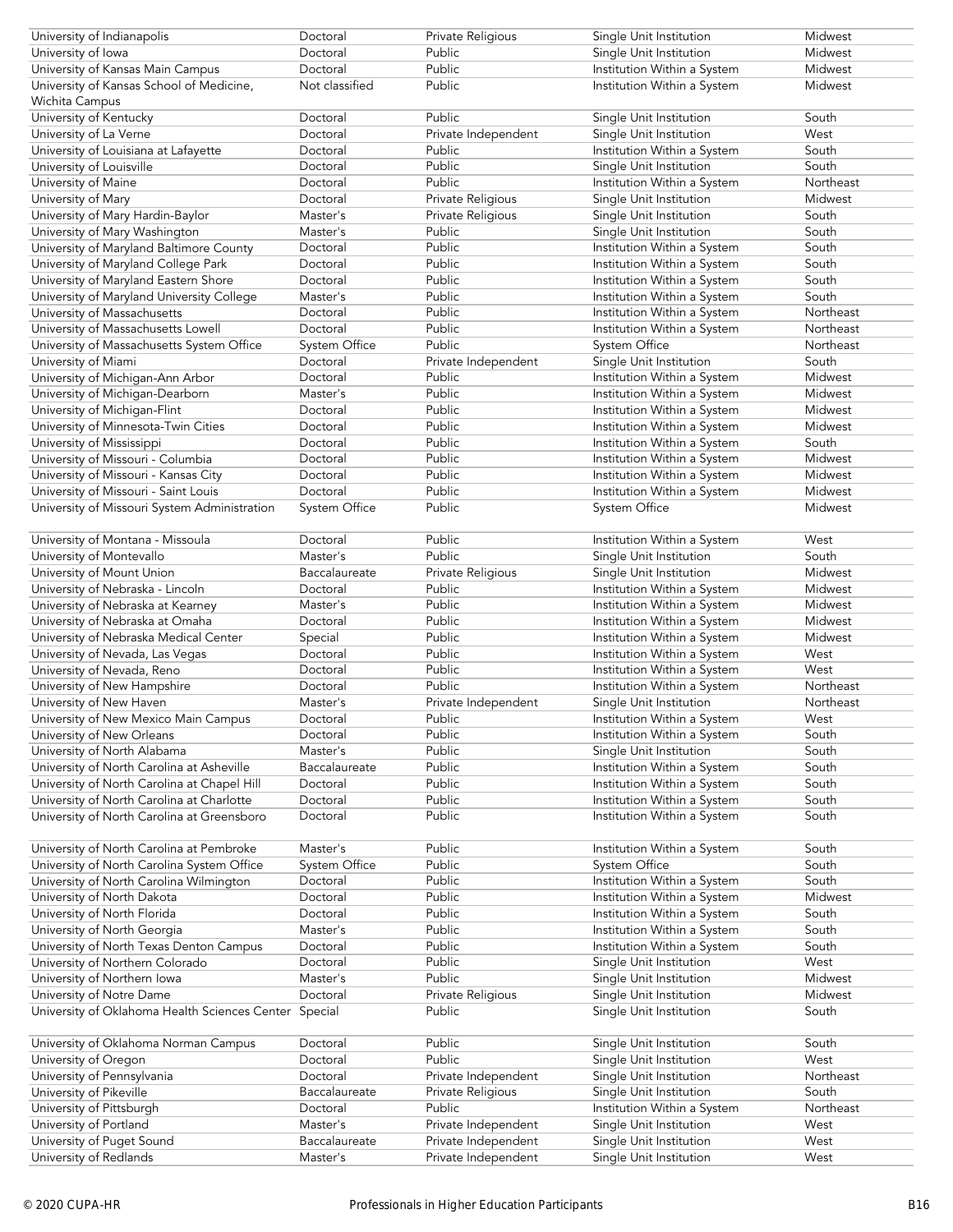| | | | | |
|---|---|---|---|---|
| University of Indianapolis | Doctoral | Private Religious | Single Unit Institution | Midwest |
| University of Iowa | Doctoral | Public | Single Unit Institution | Midwest |
| University of Kansas Main Campus | Doctoral | Public | Institution Within a System | Midwest |
| University of Kansas School of Medicine, Wichita Campus | Not classified | Public | Institution Within a System | Midwest |
| University of Kentucky | Doctoral | Public | Single Unit Institution | South |
| University of La Verne | Doctoral | Private Independent | Single Unit Institution | West |
| University of Louisiana at Lafayette | Doctoral | Public | Institution Within a System | South |
| University of Louisville | Doctoral | Public | Single Unit Institution | South |
| University of Maine | Doctoral | Public | Institution Within a System | Northeast |
| University of Mary | Doctoral | Private Religious | Single Unit Institution | Midwest |
| University of Mary Hardin-Baylor | Master's | Private Religious | Single Unit Institution | South |
| University of Mary Washington | Master's | Public | Single Unit Institution | South |
| University of Maryland Baltimore County | Doctoral | Public | Institution Within a System | South |
| University of Maryland College Park | Doctoral | Public | Institution Within a System | South |
| University of Maryland Eastern Shore | Doctoral | Public | Institution Within a System | South |
| University of Maryland University College | Master's | Public | Institution Within a System | South |
| University of Massachusetts | Doctoral | Public | Institution Within a System | Northeast |
| University of Massachusetts Lowell | Doctoral | Public | Institution Within a System | Northeast |
| University of Massachusetts System Office | System Office | Public | System Office | Northeast |
| University of Miami | Doctoral | Private Independent | Single Unit Institution | South |
| University of Michigan-Ann Arbor | Doctoral | Public | Institution Within a System | Midwest |
| University of Michigan-Dearborn | Master's | Public | Institution Within a System | Midwest |
| University of Michigan-Flint | Doctoral | Public | Institution Within a System | Midwest |
| University of Minnesota-Twin Cities | Doctoral | Public | Institution Within a System | Midwest |
| University of Mississippi | Doctoral | Public | Institution Within a System | South |
| University of Missouri - Columbia | Doctoral | Public | Institution Within a System | Midwest |
| University of Missouri - Kansas City | Doctoral | Public | Institution Within a System | Midwest |
| University of Missouri - Saint Louis | Doctoral | Public | Institution Within a System | Midwest |
| University of Missouri System Administration | System Office | Public | System Office | Midwest |
| University of Montana - Missoula | Doctoral | Public | Institution Within a System | West |
| University of Montevallo | Master's | Public | Single Unit Institution | South |
| University of Mount Union | Baccalaureate | Private Religious | Single Unit Institution | Midwest |
| University of Nebraska - Lincoln | Doctoral | Public | Institution Within a System | Midwest |
| University of Nebraska at Kearney | Master's | Public | Institution Within a System | Midwest |
| University of Nebraska at Omaha | Doctoral | Public | Institution Within a System | Midwest |
| University of Nebraska Medical Center | Special | Public | Institution Within a System | Midwest |
| University of Nevada, Las Vegas | Doctoral | Public | Institution Within a System | West |
| University of Nevada, Reno | Doctoral | Public | Institution Within a System | West |
| University of New Hampshire | Doctoral | Public | Institution Within a System | Northeast |
| University of New Haven | Master's | Private Independent | Single Unit Institution | Northeast |
| University of New Mexico Main Campus | Doctoral | Public | Institution Within a System | West |
| University of New Orleans | Doctoral | Public | Institution Within a System | South |
| University of North Alabama | Master's | Public | Single Unit Institution | South |
| University of North Carolina at Asheville | Baccalaureate | Public | Institution Within a System | South |
| University of North Carolina at Chapel Hill | Doctoral | Public | Institution Within a System | South |
| University of North Carolina at Charlotte | Doctoral | Public | Institution Within a System | South |
| University of North Carolina at Greensboro | Doctoral | Public | Institution Within a System | South |
| University of North Carolina at Pembroke | Master's | Public | Institution Within a System | South |
| University of North Carolina System Office | System Office | Public | System Office | South |
| University of North Carolina Wilmington | Doctoral | Public | Institution Within a System | South |
| University of North Dakota | Doctoral | Public | Institution Within a System | Midwest |
| University of North Florida | Doctoral | Public | Institution Within a System | South |
| University of North Georgia | Master's | Public | Institution Within a System | South |
| University of North Texas Denton Campus | Doctoral | Public | Institution Within a System | South |
| University of Northern Colorado | Doctoral | Public | Single Unit Institution | West |
| University of Northern Iowa | Master's | Public | Single Unit Institution | Midwest |
| University of Notre Dame | Doctoral | Private Religious | Single Unit Institution | Midwest |
| University of Oklahoma Health Sciences Center | Special | Public | Single Unit Institution | South |
| University of Oklahoma Norman Campus | Doctoral | Public | Single Unit Institution | South |
| University of Oregon | Doctoral | Public | Single Unit Institution | West |
| University of Pennsylvania | Doctoral | Private Independent | Single Unit Institution | Northeast |
| University of Pikeville | Baccalaureate | Private Religious | Single Unit Institution | South |
| University of Pittsburgh | Doctoral | Public | Institution Within a System | Northeast |
| University of Portland | Master's | Private Independent | Single Unit Institution | West |
| University of Puget Sound | Baccalaureate | Private Independent | Single Unit Institution | West |
| University of Redlands | Master's | Private Independent | Single Unit Institution | West |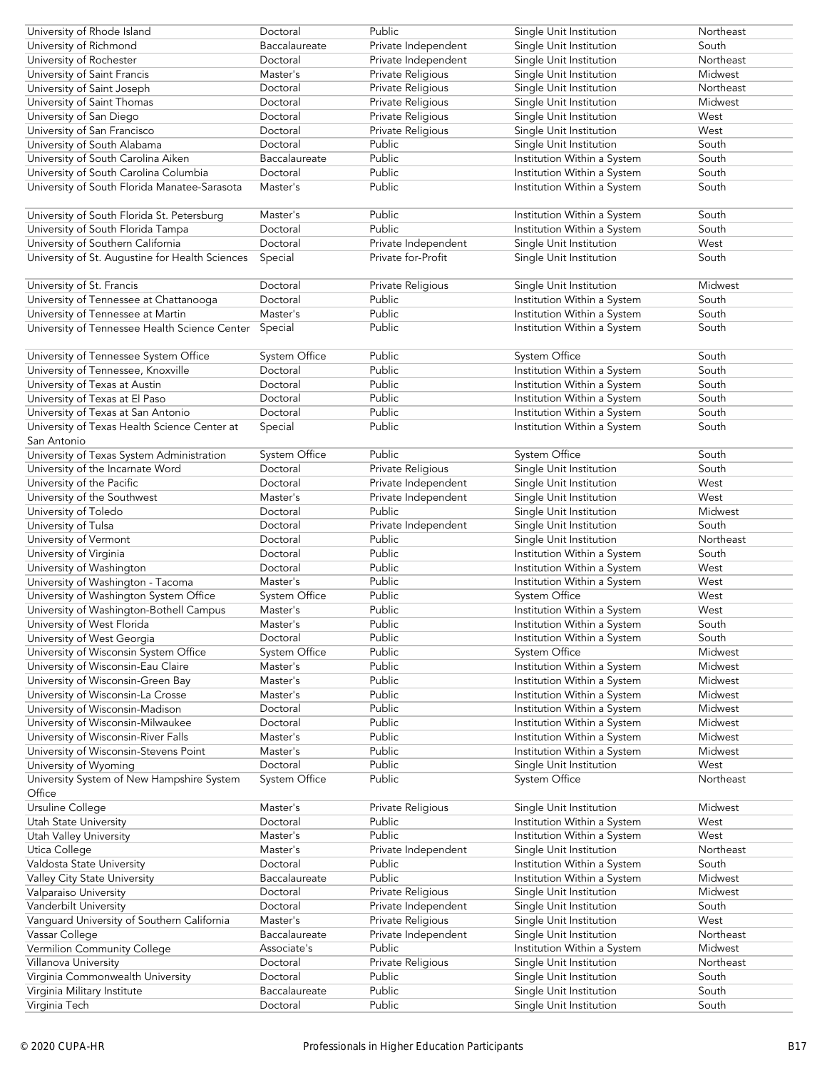| | | | | |
|---|---|---|---|---|
| University of Rhode Island | Doctoral | Public | Single Unit Institution | Northeast |
| University of Richmond | Baccalaureate | Private Independent | Single Unit Institution | South |
| University of Rochester | Doctoral | Private Independent | Single Unit Institution | Northeast |
| University of Saint Francis | Master's | Private Religious | Single Unit Institution | Midwest |
| University of Saint Joseph | Doctoral | Private Religious | Single Unit Institution | Northeast |
| University of Saint Thomas | Doctoral | Private Religious | Single Unit Institution | Midwest |
| University of San Diego | Doctoral | Private Religious | Single Unit Institution | West |
| University of San Francisco | Doctoral | Private Religious | Single Unit Institution | West |
| University of South Alabama | Doctoral | Public | Single Unit Institution | South |
| University of South Carolina Aiken | Baccalaureate | Public | Institution Within a System | South |
| University of South Carolina Columbia | Doctoral | Public | Institution Within a System | South |
| University of South Florida Manatee-Sarasota | Master's | Public | Institution Within a System | South |
| University of South Florida St. Petersburg | Master's | Public | Institution Within a System | South |
| University of South Florida Tampa | Doctoral | Public | Institution Within a System | South |
| University of Southern California | Doctoral | Private Independent | Single Unit Institution | West |
| University of St. Augustine for Health Sciences | Special | Private for-Profit | Single Unit Institution | South |
| University of St. Francis | Doctoral | Private Religious | Single Unit Institution | Midwest |
| University of Tennessee at Chattanooga | Doctoral | Public | Institution Within a System | South |
| University of Tennessee at Martin | Master's | Public | Institution Within a System | South |
| University of Tennessee Health Science Center | Special | Public | Institution Within a System | South |
| University of Tennessee System Office | System Office | Public | System Office | South |
| University of Tennessee, Knoxville | Doctoral | Public | Institution Within a System | South |
| University of Texas at Austin | Doctoral | Public | Institution Within a System | South |
| University of Texas at El Paso | Doctoral | Public | Institution Within a System | South |
| University of Texas at San Antonio | Doctoral | Public | Institution Within a System | South |
| University of Texas Health Science Center at San Antonio | Special | Public | Institution Within a System | South |
| University of Texas System Administration | System Office | Public | System Office | South |
| University of the Incarnate Word | Doctoral | Private Religious | Single Unit Institution | South |
| University of the Pacific | Doctoral | Private Independent | Single Unit Institution | West |
| University of the Southwest | Master's | Private Independent | Single Unit Institution | West |
| University of Toledo | Doctoral | Public | Single Unit Institution | Midwest |
| University of Tulsa | Doctoral | Private Independent | Single Unit Institution | South |
| University of Vermont | Doctoral | Public | Single Unit Institution | Northeast |
| University of Virginia | Doctoral | Public | Institution Within a System | South |
| University of Washington | Doctoral | Public | Institution Within a System | West |
| University of Washington - Tacoma | Master's | Public | Institution Within a System | West |
| University of Washington System Office | System Office | Public | System Office | West |
| University of Washington-Bothell Campus | Master's | Public | Institution Within a System | West |
| University of West Florida | Master's | Public | Institution Within a System | South |
| University of West Georgia | Doctoral | Public | Institution Within a System | South |
| University of Wisconsin System Office | System Office | Public | System Office | Midwest |
| University of Wisconsin-Eau Claire | Master's | Public | Institution Within a System | Midwest |
| University of Wisconsin-Green Bay | Master's | Public | Institution Within a System | Midwest |
| University of Wisconsin-La Crosse | Master's | Public | Institution Within a System | Midwest |
| University of Wisconsin-Madison | Doctoral | Public | Institution Within a System | Midwest |
| University of Wisconsin-Milwaukee | Doctoral | Public | Institution Within a System | Midwest |
| University of Wisconsin-River Falls | Master's | Public | Institution Within a System | Midwest |
| University of Wisconsin-Stevens Point | Master's | Public | Institution Within a System | Midwest |
| University of Wyoming | Doctoral | Public | Single Unit Institution | West |
| University System of New Hampshire System Office | System Office | Public | System Office | Northeast |
| Ursuline College | Master's | Private Religious | Single Unit Institution | Midwest |
| Utah State University | Doctoral | Public | Institution Within a System | West |
| Utah Valley University | Master's | Public | Institution Within a System | West |
| Utica College | Master's | Private Independent | Single Unit Institution | Northeast |
| Valdosta State University | Doctoral | Public | Institution Within a System | South |
| Valley City State University | Baccalaureate | Public | Institution Within a System | Midwest |
| Valparaiso University | Doctoral | Private Religious | Single Unit Institution | Midwest |
| Vanderbilt University | Doctoral | Private Independent | Single Unit Institution | South |
| Vanguard University of Southern California | Master's | Private Religious | Single Unit Institution | West |
| Vassar College | Baccalaureate | Private Independent | Single Unit Institution | Northeast |
| Vermilion Community College | Associate's | Public | Institution Within a System | Midwest |
| Villanova University | Doctoral | Private Religious | Single Unit Institution | Northeast |
| Virginia Commonwealth University | Doctoral | Public | Single Unit Institution | South |
| Virginia Military Institute | Baccalaureate | Public | Single Unit Institution | South |
| Virginia Tech | Doctoral | Public | Single Unit Institution | South |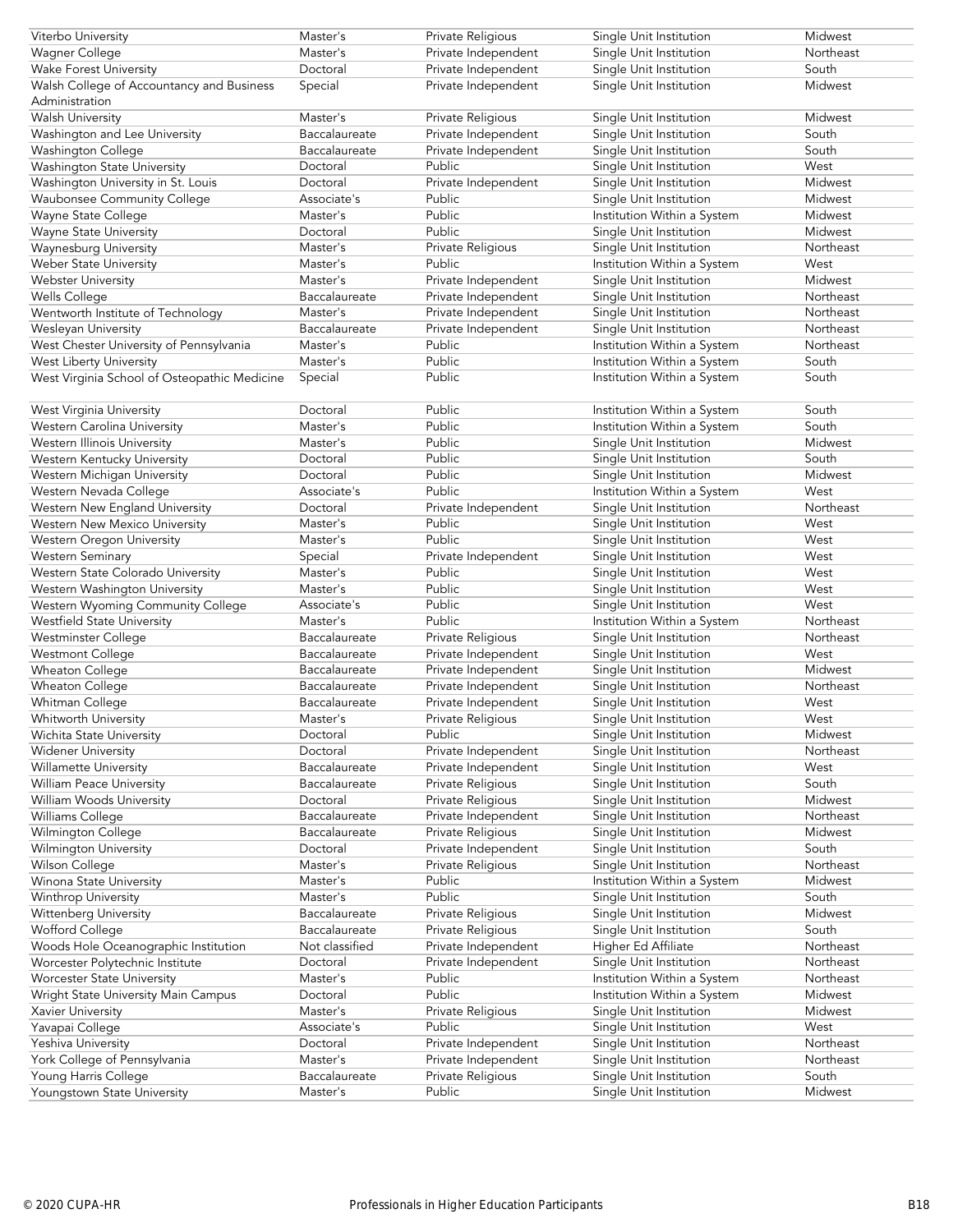| | | | | |
|---|---|---|---|---|
| Viterbo University | Master's | Private Religious | Single Unit Institution | Midwest |
| Wagner College | Master's | Private Independent | Single Unit Institution | Northeast |
| Wake Forest University | Doctoral | Private Independent | Single Unit Institution | South |
| Walsh College of Accountancy and Business Administration | Special | Private Independent | Single Unit Institution | Midwest |
| Walsh University | Master's | Private Religious | Single Unit Institution | Midwest |
| Washington and Lee University | Baccalaureate | Private Independent | Single Unit Institution | South |
| Washington College | Baccalaureate | Private Independent | Single Unit Institution | South |
| Washington State University | Doctoral | Public | Single Unit Institution | West |
| Washington University in St. Louis | Doctoral | Private Independent | Single Unit Institution | Midwest |
| Waubonsee Community College | Associate's | Public | Single Unit Institution | Midwest |
| Wayne State College | Master's | Public | Institution Within a System | Midwest |
| Wayne State University | Doctoral | Public | Single Unit Institution | Midwest |
| Waynesburg University | Master's | Private Religious | Single Unit Institution | Northeast |
| Weber State University | Master's | Public | Institution Within a System | West |
| Webster University | Master's | Private Independent | Single Unit Institution | Midwest |
| Wells College | Baccalaureate | Private Independent | Single Unit Institution | Northeast |
| Wentworth Institute of Technology | Master's | Private Independent | Single Unit Institution | Northeast |
| Wesleyan University | Baccalaureate | Private Independent | Single Unit Institution | Northeast |
| West Chester University of Pennsylvania | Master's | Public | Institution Within a System | Northeast |
| West Liberty University | Master's | Public | Institution Within a System | South |
| West Virginia School of Osteopathic Medicine | Special | Public | Institution Within a System | South |
| West Virginia University | Doctoral | Public | Institution Within a System | South |
| Western Carolina University | Master's | Public | Institution Within a System | South |
| Western Illinois University | Master's | Public | Single Unit Institution | Midwest |
| Western Kentucky University | Doctoral | Public | Single Unit Institution | South |
| Western Michigan University | Doctoral | Public | Single Unit Institution | Midwest |
| Western Nevada College | Associate's | Public | Institution Within a System | West |
| Western New England University | Doctoral | Private Independent | Single Unit Institution | Northeast |
| Western New Mexico University | Master's | Public | Single Unit Institution | West |
| Western Oregon University | Master's | Public | Single Unit Institution | West |
| Western Seminary | Special | Private Independent | Single Unit Institution | West |
| Western State Colorado University | Master's | Public | Single Unit Institution | West |
| Western Washington University | Master's | Public | Single Unit Institution | West |
| Western Wyoming Community College | Associate's | Public | Single Unit Institution | West |
| Westfield State University | Master's | Public | Institution Within a System | Northeast |
| Westminster College | Baccalaureate | Private Religious | Single Unit Institution | Northeast |
| Westmont College | Baccalaureate | Private Independent | Single Unit Institution | West |
| Wheaton College | Baccalaureate | Private Independent | Single Unit Institution | Midwest |
| Wheaton College | Baccalaureate | Private Independent | Single Unit Institution | Northeast |
| Whitman College | Baccalaureate | Private Independent | Single Unit Institution | West |
| Whitworth University | Master's | Private Religious | Single Unit Institution | West |
| Wichita State University | Doctoral | Public | Single Unit Institution | Midwest |
| Widener University | Doctoral | Private Independent | Single Unit Institution | Northeast |
| Willamette University | Baccalaureate | Private Independent | Single Unit Institution | West |
| William Peace University | Baccalaureate | Private Religious | Single Unit Institution | South |
| William Woods University | Doctoral | Private Religious | Single Unit Institution | Midwest |
| Williams College | Baccalaureate | Private Independent | Single Unit Institution | Northeast |
| Wilmington College | Baccalaureate | Private Religious | Single Unit Institution | Midwest |
| Wilmington University | Doctoral | Private Independent | Single Unit Institution | South |
| Wilson College | Master's | Private Religious | Single Unit Institution | Northeast |
| Winona State University | Master's | Public | Institution Within a System | Midwest |
| Winthrop University | Master's | Public | Single Unit Institution | South |
| Wittenberg University | Baccalaureate | Private Religious | Single Unit Institution | Midwest |
| Wofford College | Baccalaureate | Private Religious | Single Unit Institution | South |
| Woods Hole Oceanographic Institution | Not classified | Private Independent | Higher Ed Affiliate | Northeast |
| Worcester Polytechnic Institute | Doctoral | Private Independent | Single Unit Institution | Northeast |
| Worcester State University | Master's | Public | Institution Within a System | Northeast |
| Wright State University Main Campus | Doctoral | Public | Institution Within a System | Midwest |
| Xavier University | Master's | Private Religious | Single Unit Institution | Midwest |
| Yavapai College | Associate's | Public | Single Unit Institution | West |
| Yeshiva University | Doctoral | Private Independent | Single Unit Institution | Northeast |
| York College of Pennsylvania | Master's | Private Independent | Single Unit Institution | Northeast |
| Young Harris College | Baccalaureate | Private Religious | Single Unit Institution | South |
| Youngstown State University | Master's | Public | Single Unit Institution | Midwest |